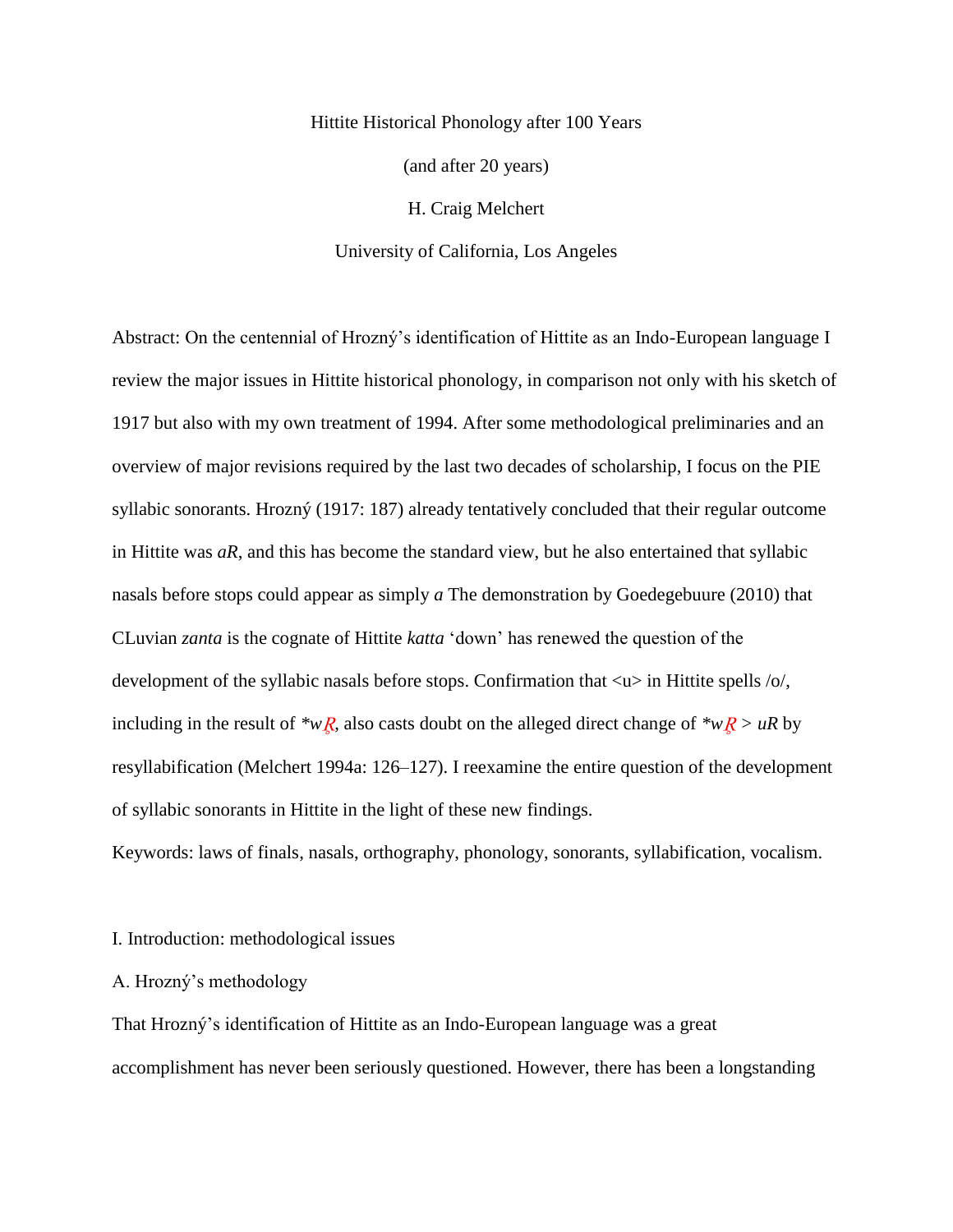# Hittite Historical Phonology after 100 Years

(and after 20 years)

H. Craig Melchert

University of California, Los Angeles

Abstract: On the centennial of Hrozný's identification of Hittite as an Indo-European language I review the major issues in Hittite historical phonology, in comparison not only with his sketch of 1917 but also with my own treatment of 1994. After some methodological preliminaries and an overview of major revisions required by the last two decades of scholarship, I focus on the PIE syllabic sonorants. Hrozný (1917: 187) already tentatively concluded that their regular outcome in Hittite was ***aR***, and this has become the standard view, but he also entertained that syllabic nasals before stops could appear as simply ***a*** The demonstration by Goedegebuure (2010) that CLuvian *zanta* is the cognate of Hittite *katta* 'down' has renewed the question of the development of the syllabic nasals before stops. Confirmation that <u> in Hittite spells /o/, including in the result of *\*wR̥*, also casts doubt on the alleged direct change of *\*wR̥* > *uR* by resyllabification (Melchert 1994a: 126–127). I reexamine the entire question of the development of syllabic sonorants in Hittite in the light of these new findings.

Keywords: laws of finals, nasals, orthography, phonology, sonorants, syllabification, vocalism.

## I. Introduction: methodological issues

### A. Hrozný's methodology

That Hrozný's identification of Hittite as an Indo-European language was a great accomplishment has never been seriously questioned. However, there has been a longstanding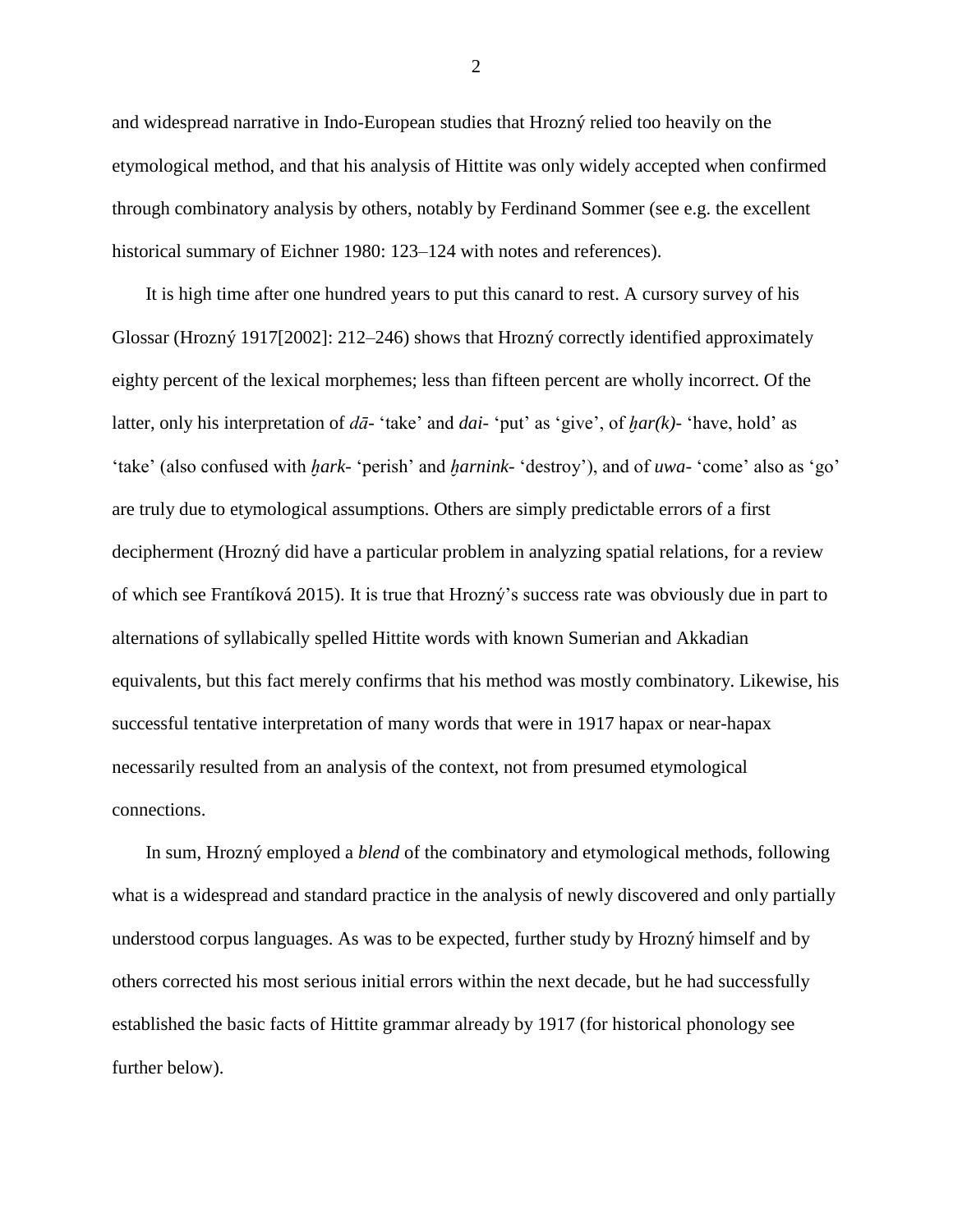and widespread narrative in Indo-European studies that Hrozný relied too heavily on the etymological method, and that his analysis of Hittite was only widely accepted when confirmed through combinatory analysis by others, notably by Ferdinand Sommer (see e.g. the excellent historical summary of Eichner 1980: 123–124 with notes and references).

It is high time after one hundred years to put this canard to rest. A cursory survey of his Glossar (Hrozný 1917[2002]: 212–246) shows that Hrozný correctly identified approximately eighty percent of the lexical morphemes; less than fifteen percent are wholly incorrect. Of the latter, only his interpretation of *dā-* 'take' and *dai-* 'put' as 'give', of *ḫar(k)-* 'have, hold' as 'take' (also confused with *ḫark-* 'perish' and *ḫarnink-* 'destroy'), and of *uwa-* 'come' also as 'go' are truly due to etymological assumptions. Others are simply predictable errors of a first decipherment (Hrozný did have a particular problem in analyzing spatial relations, for a review of which see Frantíková 2015). It is true that Hrozný's success rate was obviously due in part to alternations of syllabically spelled Hittite words with known Sumerian and Akkadian equivalents, but this fact merely confirms that his method was mostly combinatory. Likewise, his successful tentative interpretation of many words that were in 1917 hapax or near-hapax necessarily resulted from an analysis of the context, not from presumed etymological connections.

In sum, Hrozný employed a *blend* of the combinatory and etymological methods, following what is a widespread and standard practice in the analysis of newly discovered and only partially understood corpus languages. As was to be expected, further study by Hrozný himself and by others corrected his most serious initial errors within the next decade, but he had successfully established the basic facts of Hittite grammar already by 1917 (for historical phonology see further below).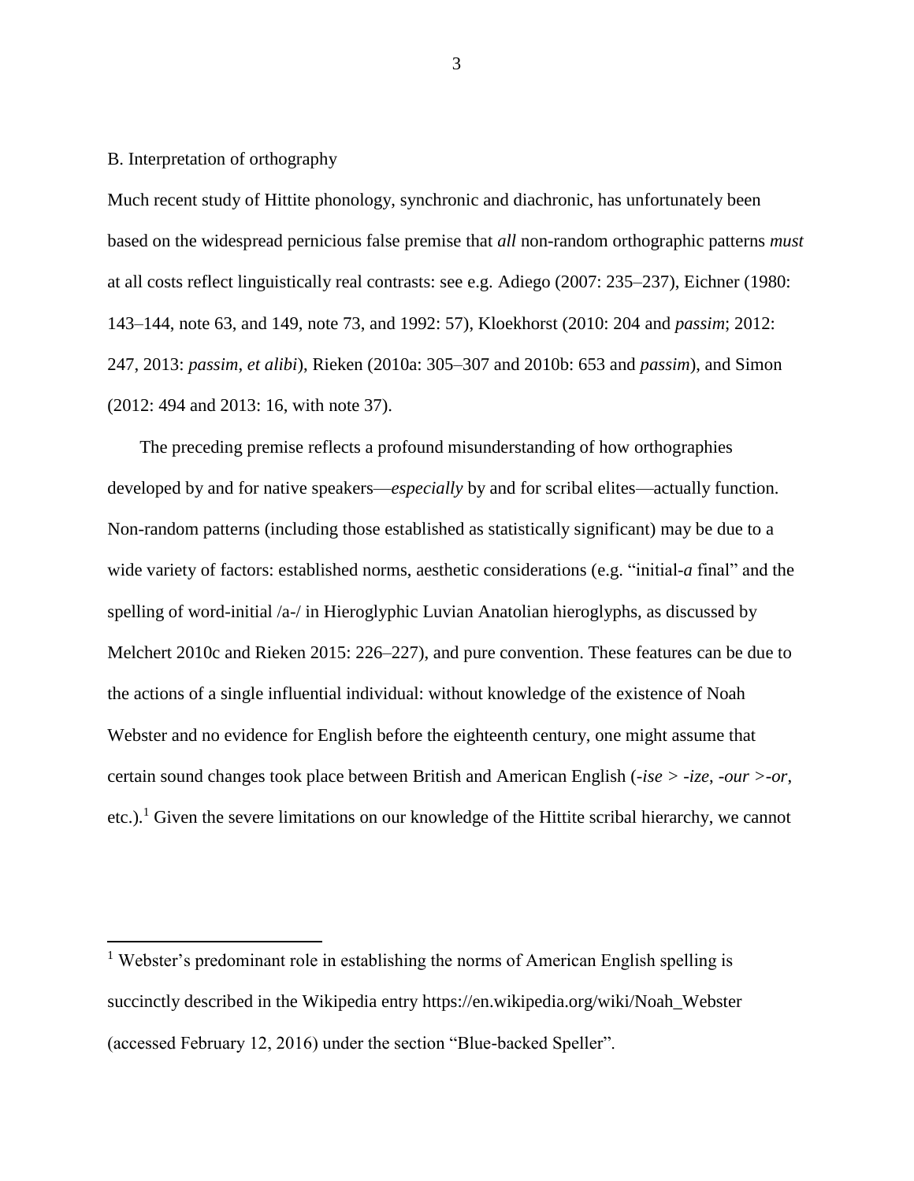B. Interpretation of orthography

Much recent study of Hittite phonology, synchronic and diachronic, has unfortunately been based on the widespread pernicious false premise that *all* non-random orthographic patterns *must* at all costs reflect linguistically real contrasts: see e.g. Adiego (2007: 235–237), Eichner (1980: 143–144, note 63, and 149, note 73, and 1992: 57), Kloekhorst (2010: 204 and *passim*; 2012: 247, 2013: *passim*, *et alibi*), Rieken (2010a: 305–307 and 2010b: 653 and *passim*), and Simon (2012: 494 and 2013: 16, with note 37).

The preceding premise reflects a profound misunderstanding of how orthographies developed by and for native speakers—*especially* by and for scribal elites—actually function. Non-random patterns (including those established as statistically significant) may be due to a wide variety of factors: established norms, aesthetic considerations (e.g. "initial-*a* final" and the spelling of word-initial /a-/ in Hieroglyphic Luvian Anatolian hieroglyphs, as discussed by Melchert 2010c and Rieken 2015: 226–227), and pure convention. These features can be due to the actions of a single influential individual: without knowledge of the existence of Noah Webster and no evidence for English before the eighteenth century, one might assume that certain sound changes took place between British and American English (*-ise* > *-ize*, *-our* >*-or*, etc.).[1] Given the severe limitations on our knowledge of the Hittite scribal hierarchy, we cannot

[1] Webster's predominant role in establishing the norms of American English spelling is succinctly described in the Wikipedia entry https://en.wikipedia.org/wiki/Noah_Webster (accessed February 12, 2016) under the section "Blue-backed Speller".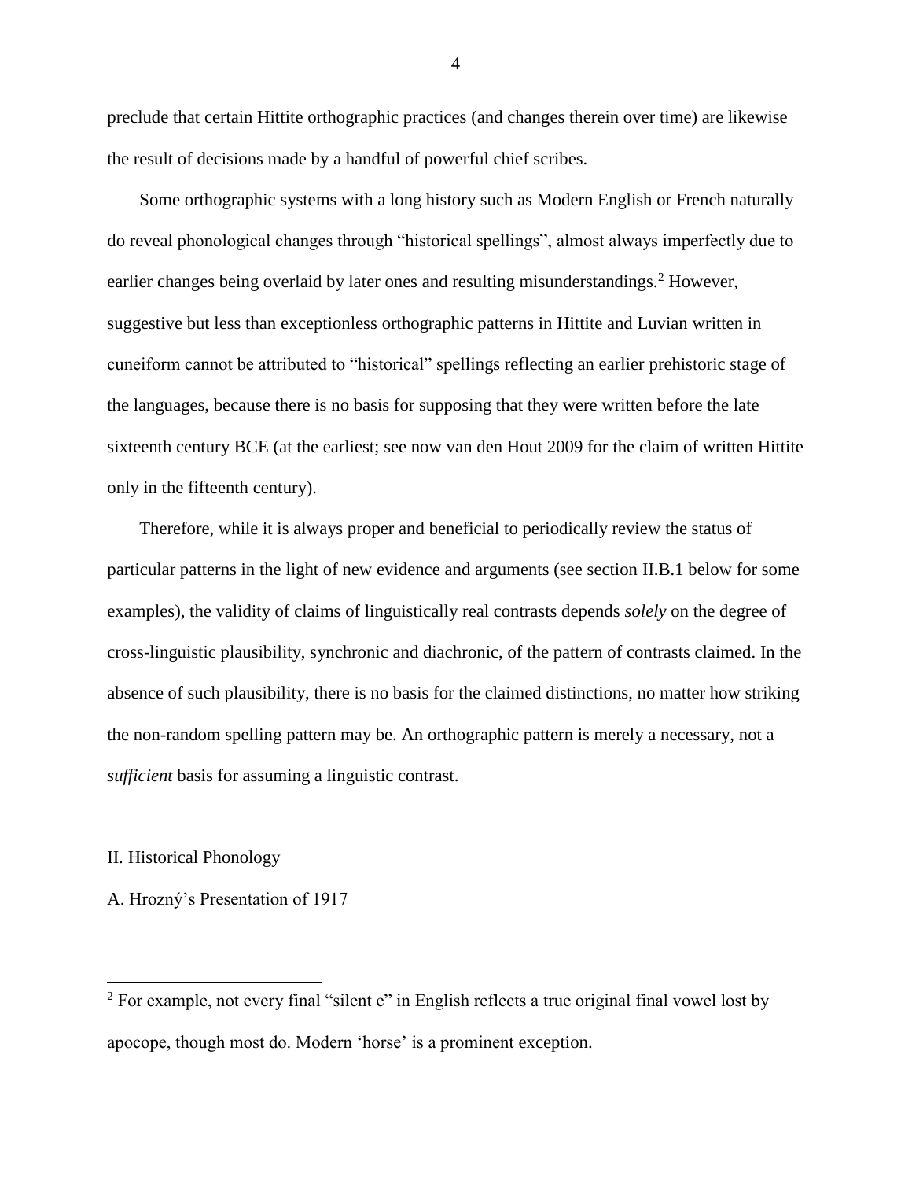preclude that certain Hittite orthographic practices (and changes therein over time) are likewise the result of decisions made by a handful of powerful chief scribes.

Some orthographic systems with a long history such as Modern English or French naturally do reveal phonological changes through "historical spellings", almost always imperfectly due to earlier changes being overlaid by later ones and resulting misunderstandings.[2] However, suggestive but less than exceptionless orthographic patterns in Hittite and Luvian written in cuneiform cannot be attributed to "historical" spellings reflecting an earlier prehistoric stage of the languages, because there is no basis for supposing that they were written before the late sixteenth century BCE (at the earliest; see now van den Hout 2009 for the claim of written Hittite only in the fifteenth century).

Therefore, while it is always proper and beneficial to periodically review the status of particular patterns in the light of new evidence and arguments (see section II.B.1 below for some examples), the validity of claims of linguistically real contrasts depends *solely* on the degree of cross-linguistic plausibility, synchronic and diachronic, of the pattern of contrasts claimed. In the absence of such plausibility, there is no basis for the claimed distinctions, no matter how striking the non-random spelling pattern may be. An orthographic pattern is merely a necessary, not a *sufficient* basis for assuming a linguistic contrast.

## II. Historical Phonology

### A. Hrozný's Presentation of 1917

---

[2] For example, not every final "silent e" in English reflects a true original final vowel lost by apocope, though most do. Modern 'horse' is a prominent exception.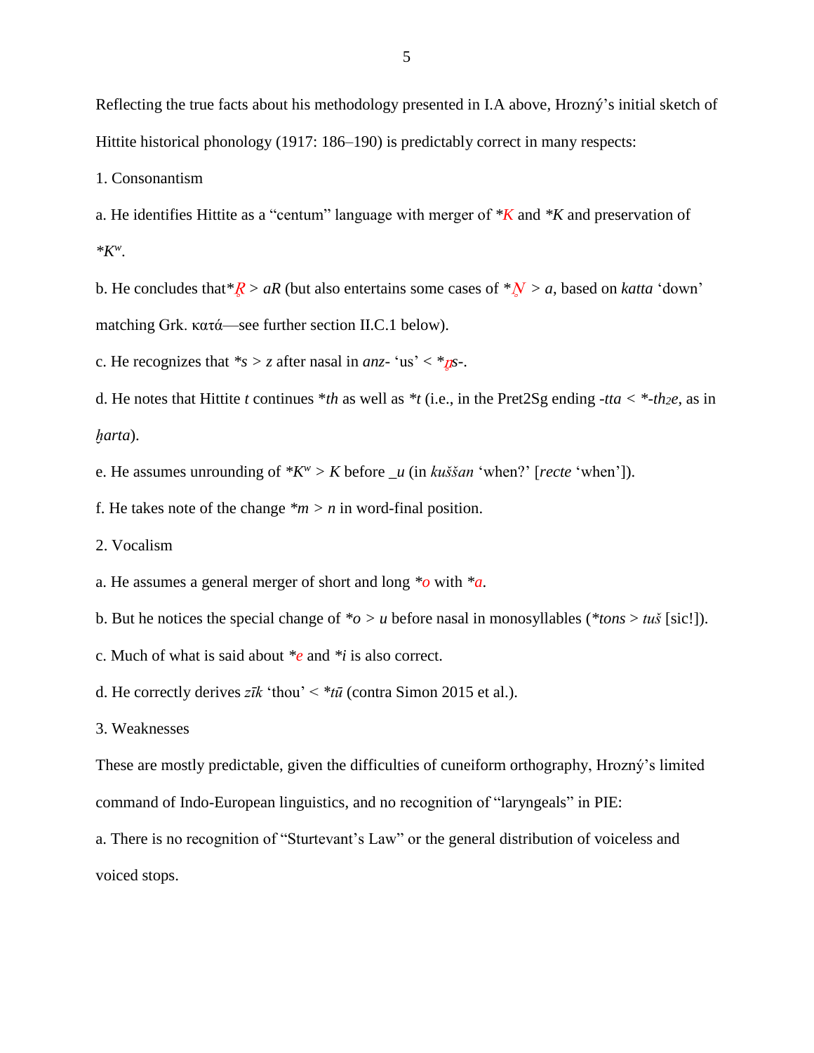Reflecting the true facts about his methodology presented in I.A above, Hrozný's initial sketch of Hittite historical phonology (1917: 186–190) is predictably correct in many respects:

1. Consonantism

a. He identifies Hittite as a "centum" language with merger of **K* and **K* and preservation of **Kʷ*.

b. He concludes that **R̥* > *aR* (but also entertains some cases of **N̥* > *a*, based on *katta* 'down' matching Grk. κατά—see further section II.C.1 below).

c. He recognizes that **s* > *z* after nasal in *anz-* 'us' < **n̥s-*.

d. He notes that Hittite *t* continues **th* as well as **t* (i.e., in the Pret2Sg ending *-tta* < *-$th_2e$*, as in *ḫarta*).

e. He assumes unrounding of **Kʷ* > *K* before _*u* (in *kuššan* 'when?' [*recte* 'when']).

f. He takes note of the change **m* > *n* in word-final position.

2. Vocalism

a. He assumes a general merger of short and long **o* with **a*.

b. But he notices the special change of **o* > *u* before nasal in monosyllables (**tons* > *tuš* [sic!]).

c. Much of what is said about **e* and **i* is also correct.

d. He correctly derives *zīk* 'thou' < **tū* (contra Simon 2015 et al.).

3. Weaknesses

These are mostly predictable, given the difficulties of cuneiform orthography, Hrozný's limited command of Indo-European linguistics, and no recognition of "laryngeals" in PIE:

a. There is no recognition of "Sturtevant's Law" or the general distribution of voiceless and voiced stops.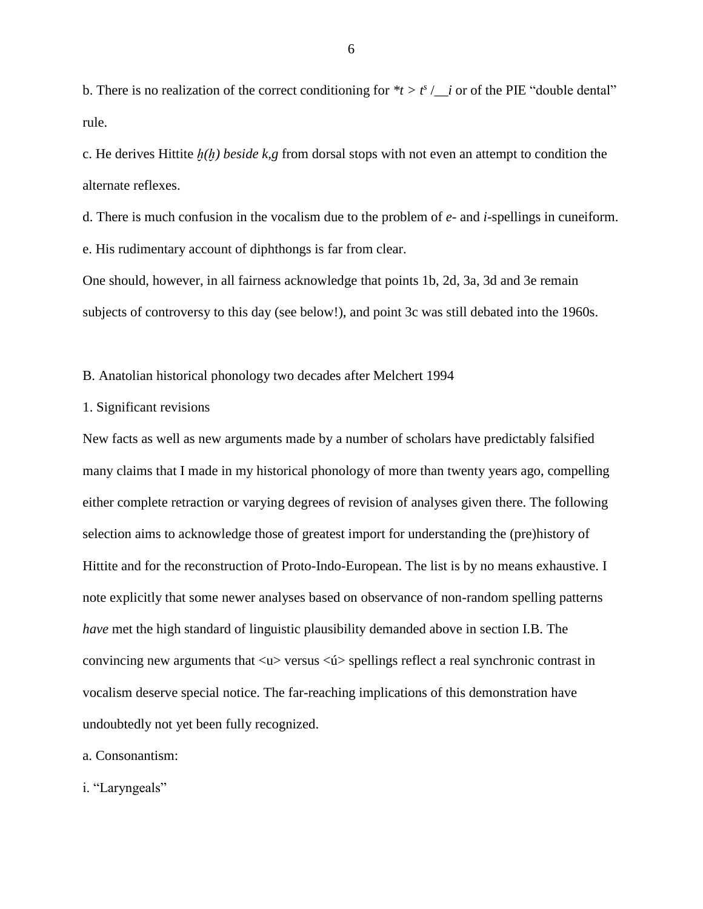b. There is no realization of the correct conditioning for *$t > t^s$ /__$i$ or of the PIE "double dental" rule.

c. He derives Hittite *ḫ(ḫ) beside k,g* from dorsal stops with not even an attempt to condition the alternate reflexes.

d. There is much confusion in the vocalism due to the problem of *e*- and *i*-spellings in cuneiform.

e. His rudimentary account of diphthongs is far from clear.

One should, however, in all fairness acknowledge that points 1b, 2d, 3a, 3d and 3e remain subjects of controversy to this day (see below!), and point 3c was still debated into the 1960s.

B. Anatolian historical phonology two decades after Melchert 1994

1. Significant revisions

New facts as well as new arguments made by a number of scholars have predictably falsified many claims that I made in my historical phonology of more than twenty years ago, compelling either complete retraction or varying degrees of revision of analyses given there. The following selection aims to acknowledge those of greatest import for understanding the (pre)history of Hittite and for the reconstruction of Proto-Indo-European. The list is by no means exhaustive. I note explicitly that some newer analyses based on observance of non-random spelling patterns *have* met the high standard of linguistic plausibility demanded above in section I.B. The convincing new arguments that <u> versus <ú> spellings reflect a real synchronic contrast in vocalism deserve special notice. The far-reaching implications of this demonstration have undoubtedly not yet been fully recognized.

a. Consonantism:

i. "Laryngeals"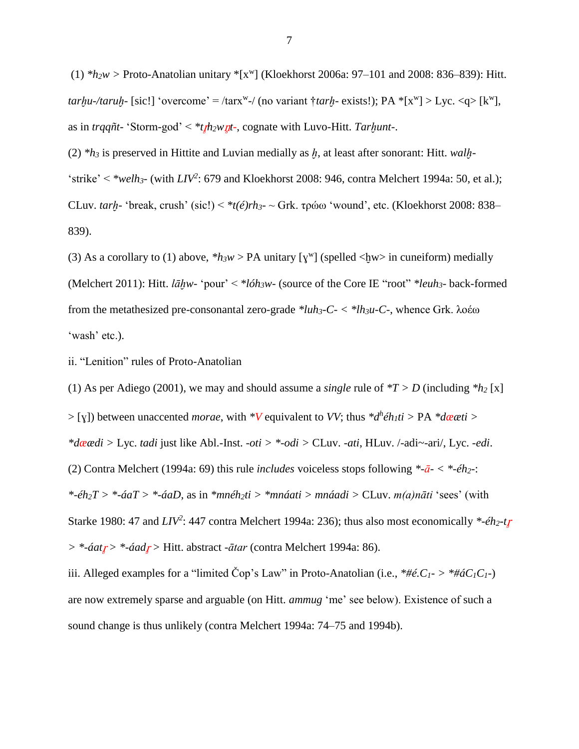(1) *$h_2w$ > Proto-Anatolian unitary *[x$^w$] (Kloekhorst 2006a: 97–101 and 2008: 836–839): Hitt. *tarḫu-/taruḫ-* [sic!] 'overcome' = /tarx$^w$-/ (no variant †*tarḫ-* exists!); PA *[x$^w$] > Lyc. <q> [k$^w$], as in *trqqñt-* 'Storm-god' < *$t\textit{r̥}h_2w\textit{n̥}t$-, cognate with Luvo-Hitt. *Tarḫunt-*.

(2) *$h_3$ is preserved in Hittite and Luvian medially as *ḫ*, at least after sonorant: Hitt. *walḫ-* 'strike' < *$welh_3$- (with *LIV*$^2$: 679 and Kloekhorst 2008: 946, contra Melchert 1994a: 50, et al.); CLuv. *tarḫ-* 'break, crush' (sic!) < *$t(é)rh_3$- ~ Grk. τρώω 'wound', etc. (Kloekhorst 2008: 838–839).

(3) As a corollary to (1) above, *$h_3w$ > PA unitary [ɣ$^w$] (spelled <ḫw> in cuneiform) medially (Melchert 2011): Hitt. *lāḫw-* 'pour' < *$lóh_3w$- (source of the Core IE "root" *$leuh_3$- back-formed from the metathesized pre-consonantal zero-grade *$luh_3$-C- < *$lh_3u$-C-, whence Grk. λοέω 'wash' etc.).

ii. "Lenition" rules of Proto-Anatolian

(1) As per Adiego (2001), we may and should assume a *single* rule of **T* > *D* (including *$h_2$ [x] > [ɣ]) between unaccented *morae*, with **V̄* equivalent to *VV*; thus *$d^héh_1ti$ > PA **dææti* > **dæædi* > Lyc. *tadi* just like Abl.-Inst. *-oti* > *-*odi* > CLuv. *-ati*, HLuv. /-adi~-ari/, Lyc. *-edi*.

(2) Contra Melchert (1994a: 69) this rule *includes* voiceless stops following *-*ā*- < *-$éh_2$-: *-$éh_2T$ > *-*áaT* > *-*áaD*, as in *$mnéh_2ti$ > **mnáati* > *mnáadi* > CLuv. *m(a)nāti* 'sees' (with Starke 1980: 47 and *LIV*$^2$: 447 contra Melchert 1994a: 236); thus also most economically *-$éh_2$-$t\textit{r̥}$ > *-*áatr̥* > *-*áadr̥* > Hitt. abstract *-ātar* (contra Melchert 1994a: 86).

iii. Alleged examples for a "limited Čop's Law" in Proto-Anatolian (i.e., *#$é.C_1$- > *#$áC_1C_1$-) are now extremely sparse and arguable (on Hitt. *ammug* 'me' see below). Existence of such a sound change is thus unlikely (contra Melchert 1994a: 74–75 and 1994b).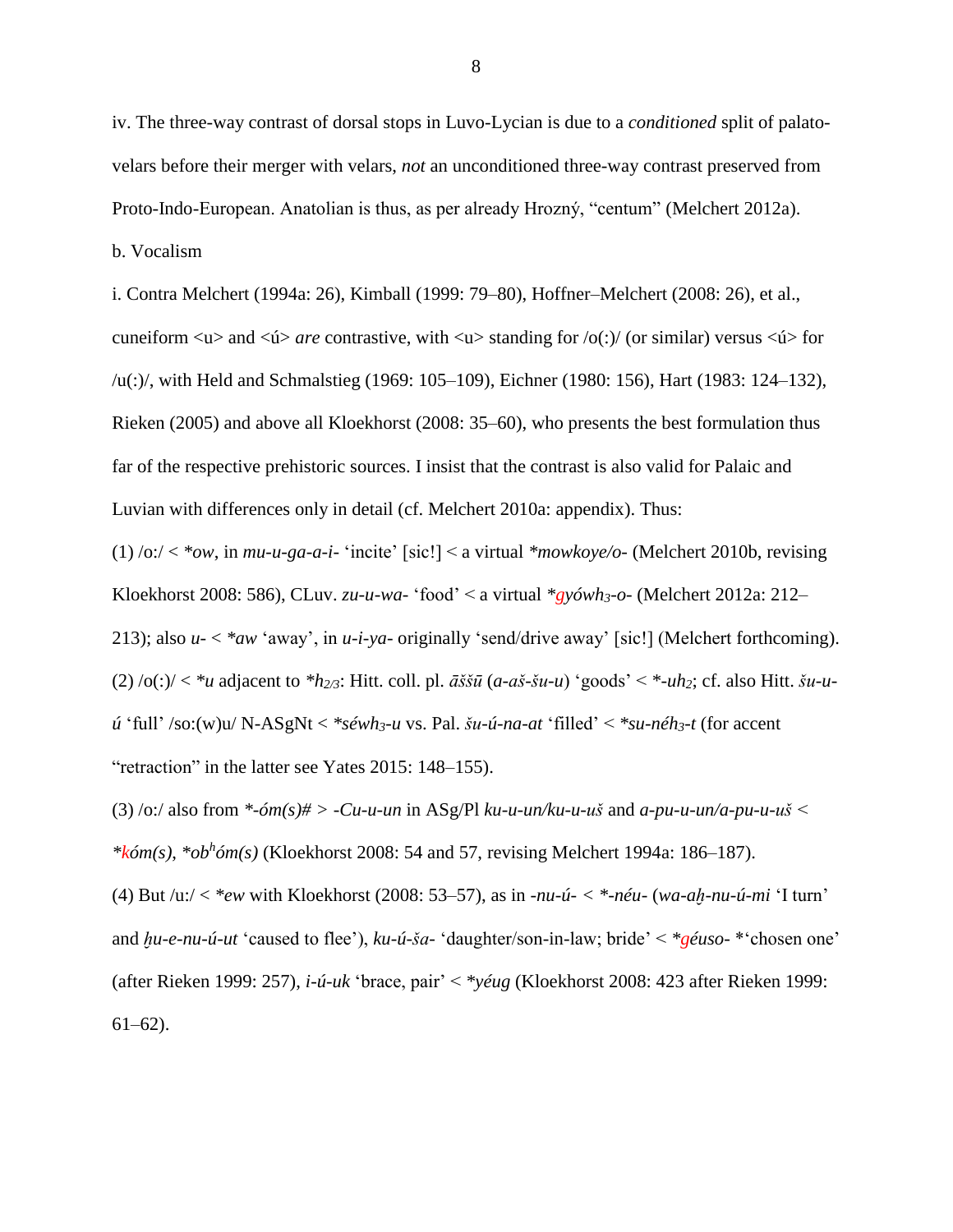iv. The three-way contrast of dorsal stops in Luvo-Lycian is due to a *conditioned* split of palato-velars before their merger with velars, *not* an unconditioned three-way contrast preserved from Proto-Indo-European. Anatolian is thus, as per already Hrozný, "centum" (Melchert 2012a).

b. Vocalism

i. Contra Melchert (1994a: 26), Kimball (1999: 79–80), Hoffner–Melchert (2008: 26), et al., cuneiform <u> and <ú> *are* contrastive, with <u> standing for /o(:)/ (or similar) versus <ú> for /u(:)/, with Held and Schmalstieg (1969: 105–109), Eichner (1980: 156), Hart (1983: 124–132), Rieken (2005) and above all Kloekhorst (2008: 35–60), who presents the best formulation thus far of the respective prehistoric sources. I insist that the contrast is also valid for Palaic and Luvian with differences only in detail (cf. Melchert 2010a: appendix). Thus:

(1) /o:/ < *\*ow*, in *mu-u-ga-a-i-* 'incite' [sic!] < a virtual *\*mowkoye/o-* (Melchert 2010b, revising Kloekhorst 2008: 586), CLuv. *zu-u-wa-* 'food' < a virtual *\*ǵyówh$_3$-o-* (Melchert 2012a: 212–213); also *u-* < *\*aw* 'away', in *u-i-ya-* originally 'send/drive away' [sic!] (Melchert forthcoming).

(2) /o(:)/ < *\*u* adjacent to *\*h$_{2/3}$*: Hitt. coll. pl. *āššū* (*a-aš-šu-u*) 'goods' < \*-*uh$_2$*; cf. also Hitt. *šu-u-ú* 'full' /so:(w)u/ N-ASgNt < *\*séwh$_3$-u* vs. Pal. *šu-ú-na-at* 'filled' < *\*su-néh$_3$-t* (for accent "retraction" in the latter see Yates 2015: 148–155).

(3) /o:/ also from *\*-óm(s)#* > *-Cu-u-un* in ASg/Pl *ku-u-un/ku-u-uš* and *a-pu-u-un/a-pu-u-uš* < *\*ḱóm(s)*, *\*ob$^h$óm(s)* (Kloekhorst 2008: 54 and 57, revising Melchert 1994a: 186–187).

(4) But /u:/ < *\*ew* with Kloekhorst (2008: 53–57), as in *-nu-ú-* < *\*-néu-* (*wa-aḫ-nu-ú-mi* 'I turn' and *ḫu-e-nu-ú-ut* 'caused to flee'), *ku-ú-ša-* 'daughter/son-in-law; bride' < *\*ǵéuso-* \*'chosen one' (after Rieken 1999: 257), *i-ú-uk* 'brace, pair' < *\*yéug* (Kloekhorst 2008: 423 after Rieken 1999: 61–62).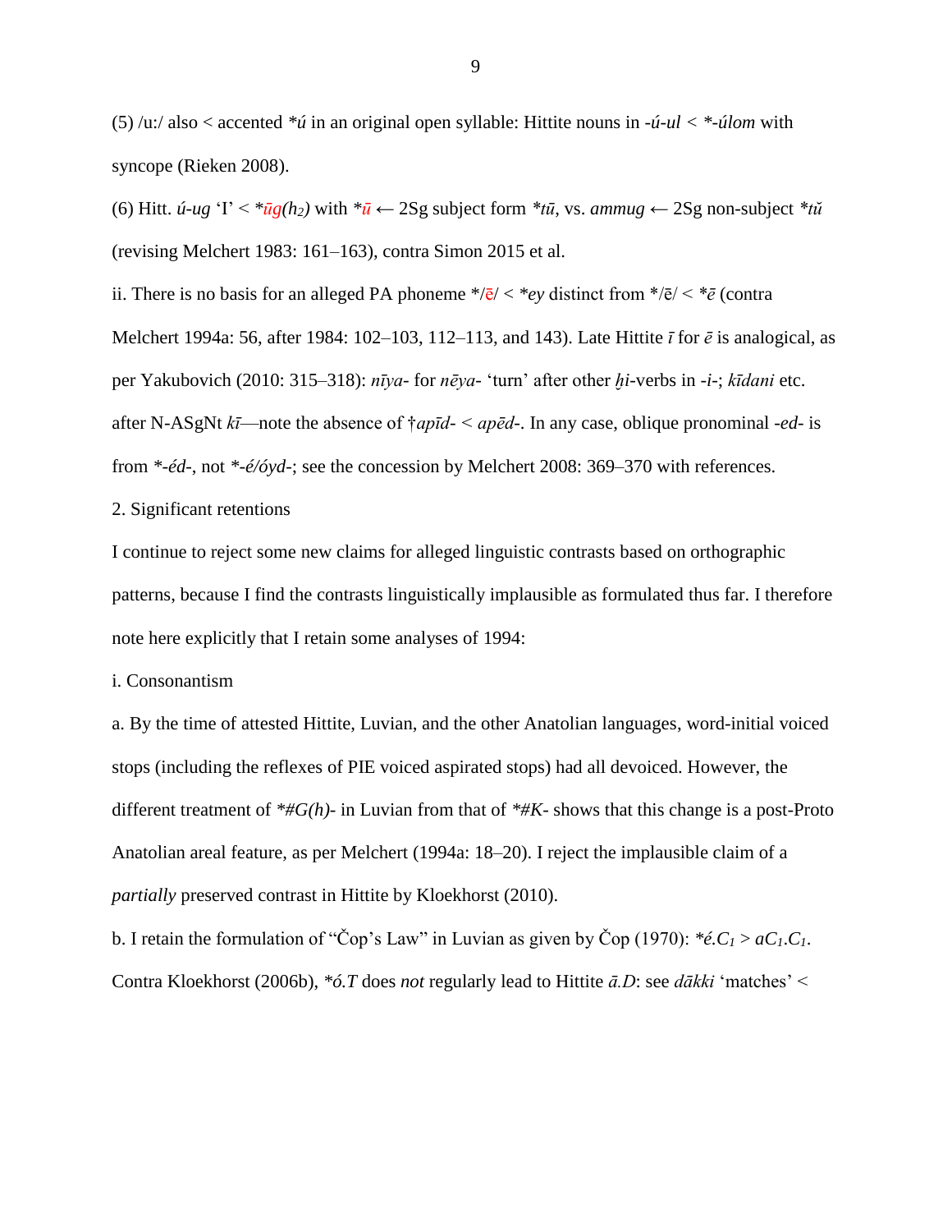(5) /u:/ also < accented *\*ú* in an original open syllable: Hittite nouns in *-ú-ul* < *\*-úlom* with syncope (Rieken 2008).

(6) Hitt. *ú-ug* 'I' < *\*ūg(h₂)* with *\*ū* ← 2Sg subject form *\*tū*, vs. *ammug* ← 2Sg non-subject *\*tŭ* (revising Melchert 1983: 161–163), contra Simon 2015 et al.

ii. There is no basis for an alleged PA phoneme \*/ē/ < *\*ey* distinct from \*/ē/ < *\*ē* (contra Melchert 1994a: 56, after 1984: 102–103, 112–113, and 143). Late Hittite *ī* for *ē* is analogical, as per Yakubovich (2010: 315–318): *nīya-* for *nēya-* 'turn' after other *ḫi*-verbs in *-i-*; *kīdani* etc. after N-ASgNt *kī*—note the absence of †*apīd-* < *apēd-*. In any case, oblique pronominal *-ed-* is from *\*-éd-*, not *\*-é/óyd-*; see the concession by Melchert 2008: 369–370 with references.

2. Significant retentions

I continue to reject some new claims for alleged linguistic contrasts based on orthographic patterns, because I find the contrasts linguistically implausible as formulated thus far. I therefore note here explicitly that I retain some analyses of 1994:

i. Consonantism

a. By the time of attested Hittite, Luvian, and the other Anatolian languages, word-initial voiced stops (including the reflexes of PIE voiced aspirated stops) had all devoiced. However, the different treatment of *\*#G(h)-* in Luvian from that of *\*#K-* shows that this change is a post-Proto Anatolian areal feature, as per Melchert (1994a: 18–20). I reject the implausible claim of a *partially* preserved contrast in Hittite by Kloekhorst (2010).

b. I retain the formulation of "Čop's Law" in Luvian as given by Čop (1970): *\*é.$C_1$* > *a$C_1$.$C_1$*. Contra Kloekhorst (2006b), *\*ó.T* does *not* regularly lead to Hittite *ā.D*: see *dākki* 'matches' <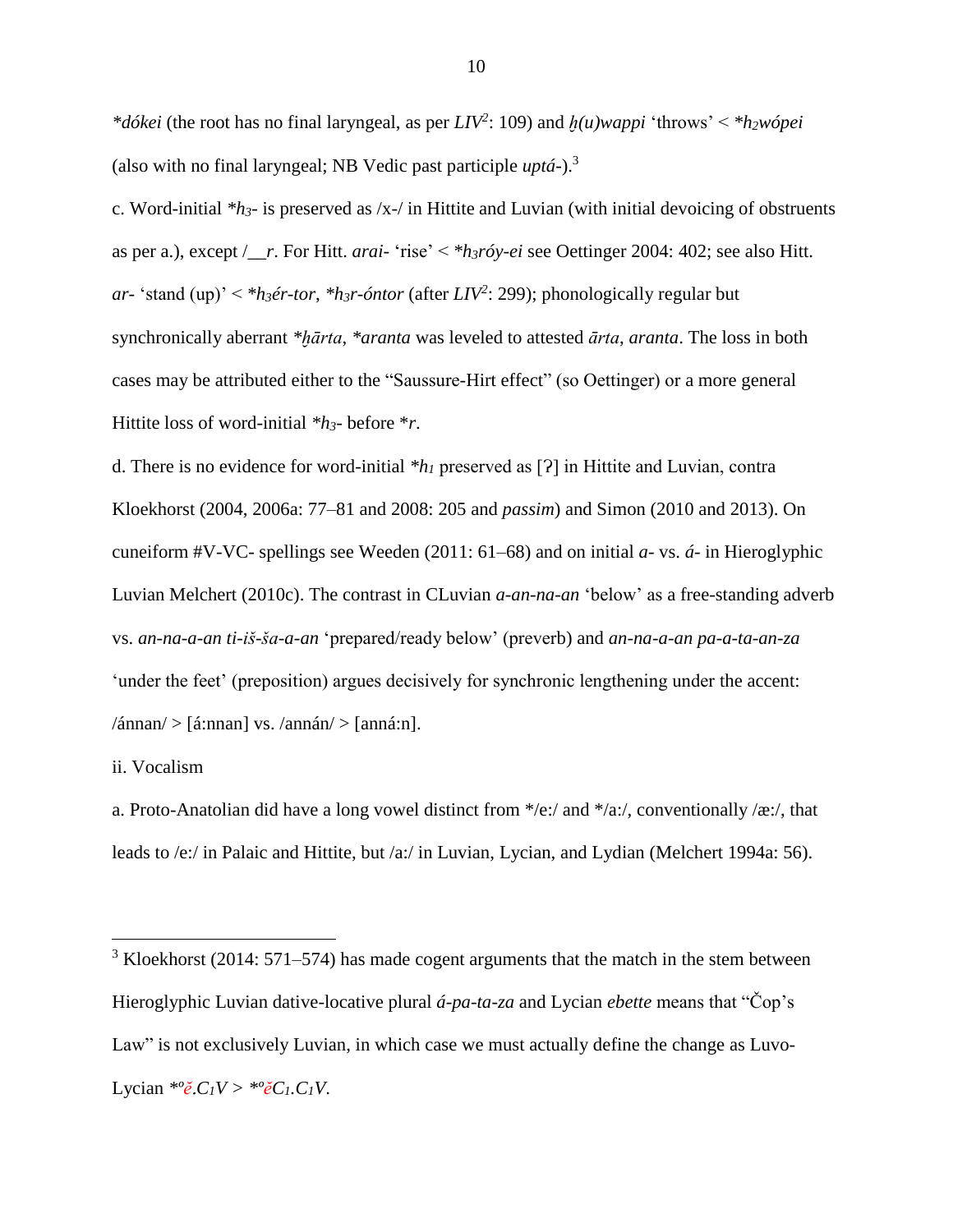*\*dókei* (the root has no final laryngeal, as per *LIV*[2]: 109) and *ḫ(u)wappi* 'throws' < *\*h₂wópei* (also with no final laryngeal; NB Vedic past participle *uptá*-).[3]

c. Word-initial *\*h₃*- is preserved as /x-/ in Hittite and Luvian (with initial devoicing of obstruents as per a.), except /__*r*. For Hitt. *arai*- 'rise' < *\*h₃róy-ei* see Oettinger 2004: 402; see also Hitt. *ar*- 'stand (up)' < *\*h₃ér-tor*, *\*h₃r-óntor* (after *LIV*[2]: 299); phonologically regular but synchronically aberrant *\*ḫārta*, *\*aranta* was leveled to attested *ārta*, *aranta*. The loss in both cases may be attributed either to the "Saussure-Hirt effect" (so Oettinger) or a more general Hittite loss of word-initial *\*h₃*- before *\*r*.

d. There is no evidence for word-initial *\*h₁* preserved as [ʔ] in Hittite and Luvian, contra Kloekhorst (2004, 2006a: 77–81 and 2008: 205 and *passim*) and Simon (2010 and 2013). On cuneiform #V-VC- spellings see Weeden (2011: 61–68) and on initial *a*- vs. *á*- in Hieroglyphic Luvian Melchert (2010c). The contrast in CLuvian *a-an-na-an* 'below' as a free-standing adverb vs. *an-na-a-an ti-iš-ša-a-an* 'prepared/ready below' (preverb) and *an-na-a-an pa-a-ta-an-za* 'under the feet' (preposition) argues decisively for synchronic lengthening under the accent: /ánnan/ > [á:nnan] vs. /annán/ > [anná:n].

ii. Vocalism

a. Proto-Anatolian did have a long vowel distinct from \*/e:/ and \*/a:/, conventionally /æ:/, that leads to /e:/ in Palaic and Hittite, but /a:/ in Luvian, Lycian, and Lydian (Melchert 1994a: 56).

---

[3] Kloekhorst (2014: 571–574) has made cogent arguments that the match in the stem between Hieroglyphic Luvian dative-locative plural *á-pa-ta-za* and Lycian *ebette* means that "Čop's Law" is not exclusively Luvian, in which case we must actually define the change as Luvo-Lycian *\*ºĕ.C₁V* > *\*ºĕC₁.C₁V*.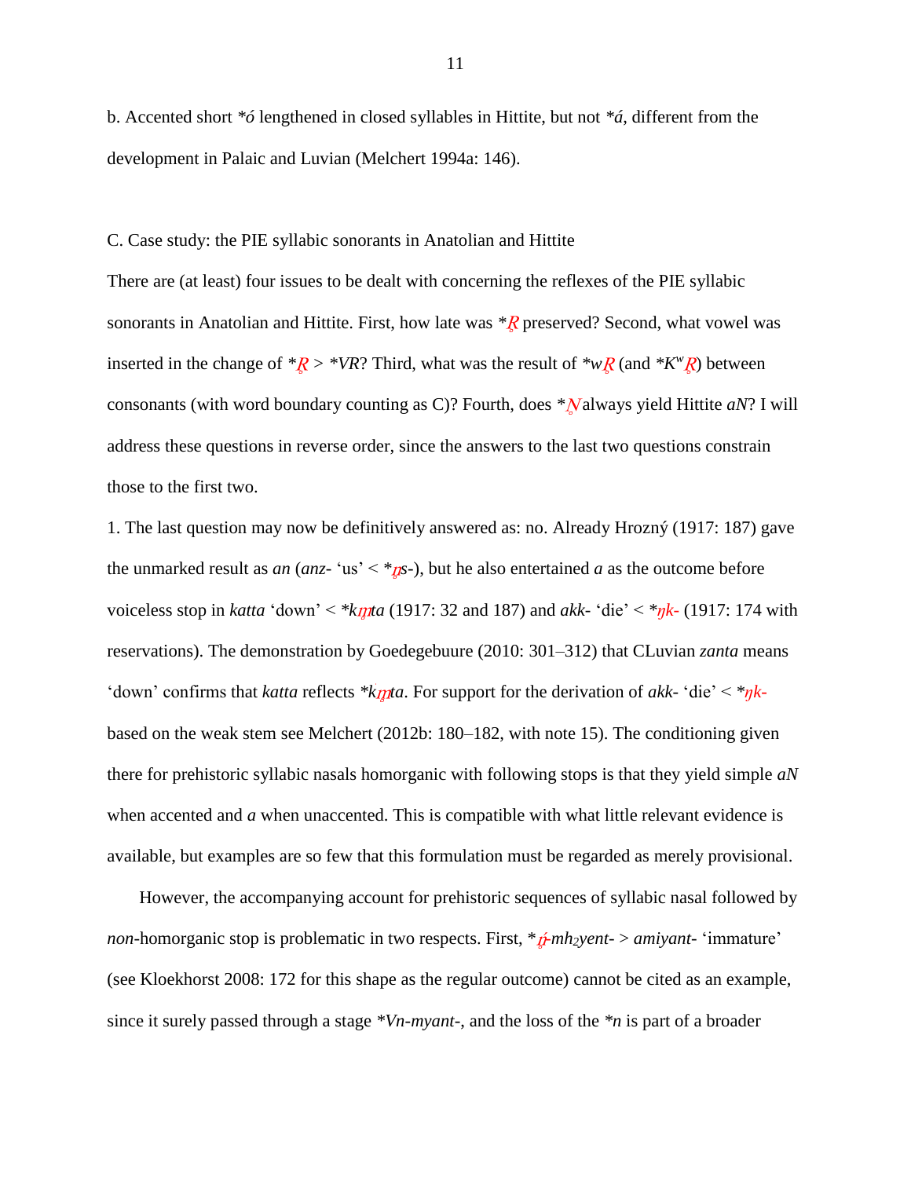b. Accented short *\*ó* lengthened in closed syllables in Hittite, but not *\*á*, different from the development in Palaic and Luvian (Melchert 1994a: 146).

C. Case study: the PIE syllabic sonorants in Anatolian and Hittite

There are (at least) four issues to be dealt with concerning the reflexes of the PIE syllabic sonorants in Anatolian and Hittite. First, how late was *\*R̥* preserved? Second, what vowel was inserted in the change of *\*R̥* > *\*VR*? Third, what was the result of *\*wR̥* (and *\*Kʷ R̥*) between consonants (with word boundary counting as C)? Fourth, does *\*N̥* always yield Hittite *aN*? I will address these questions in reverse order, since the answers to the last two questions constrain those to the first two.

1. The last question may now be definitively answered as: no. Already Hrozný (1917: 187) gave the unmarked result as *an* (*anz-* 'us' < *\*n̥s-*), but he also entertained *a* as the outcome before voiceless stop in *katta* 'down' < *\*km̥ta* (1917: 32 and 187) and *akk-* 'die' < *\*ŋ̥k-* (1917: 174 with reservations). The demonstration by Goedegebuure (2010: 301–312) that CLuvian *zanta* means 'down' confirms that *katta* reflects *\*km̥ta*. For support for the derivation of *akk-* 'die' < *\*ŋ̥k-* based on the weak stem see Melchert (2012b: 180–182, with note 15). The conditioning given there for prehistoric syllabic nasals homorganic with following stops is that they yield simple *aN* when accented and *a* when unaccented. This is compatible with what little relevant evidence is available, but examples are so few that this formulation must be regarded as merely provisional.

However, the accompanying account for prehistoric sequences of syllabic nasal followed by *non*-homorganic stop is problematic in two respects. First, *\*ń̥-mh₂yent-* > *amiyant-* 'immature' (see Kloekhorst 2008: 172 for this shape as the regular outcome) cannot be cited as an example, since it surely passed through a stage *\*Vn-myant-*, and the loss of the *\*n* is part of a broader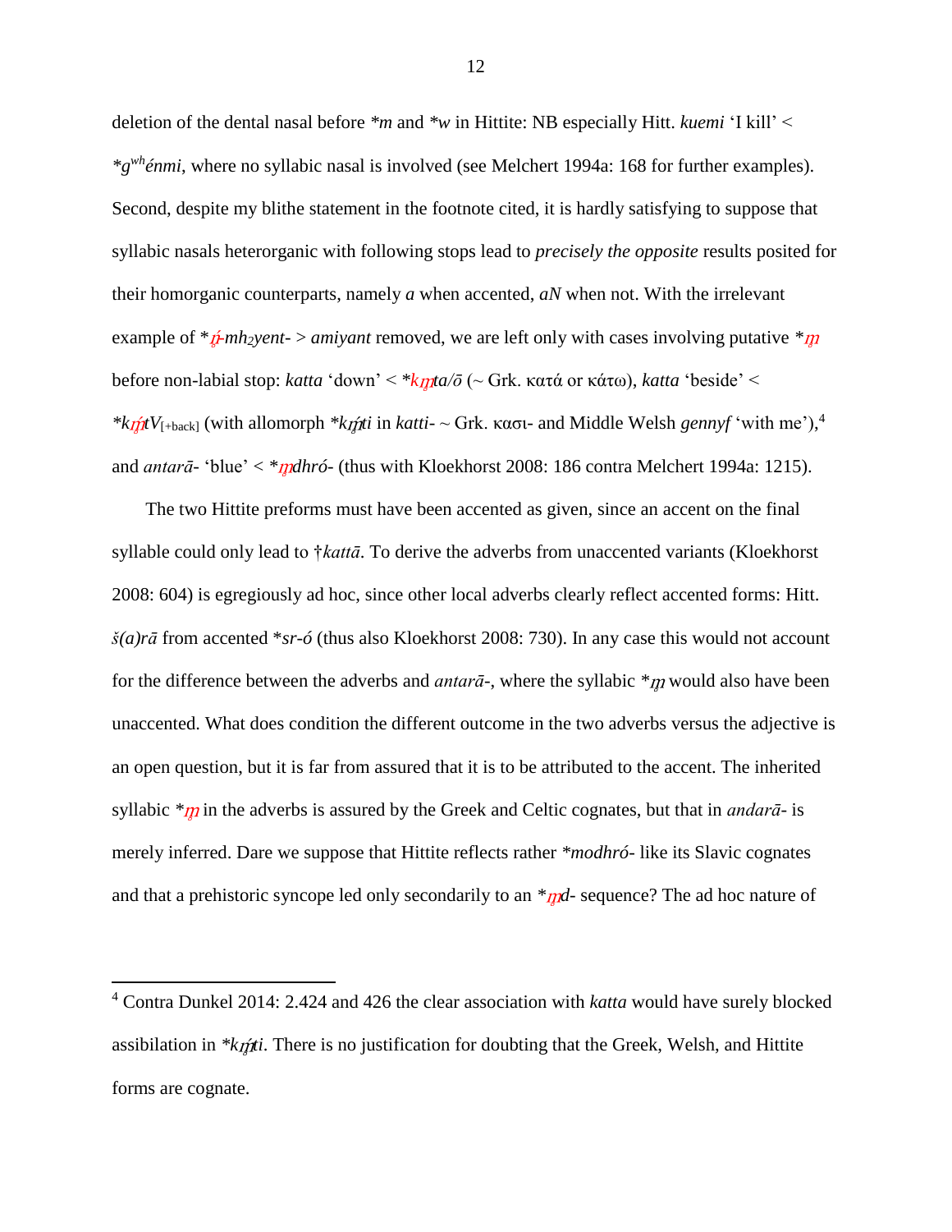deletion of the dental nasal before *m and *w in Hittite: NB especially Hitt. *kuemi* 'I kill' < *$g^{wh}$énmi*, where no syllabic nasal is involved (see Melchert 1994a: 168 for further examples). Second, despite my blithe statement in the footnote cited, it is hardly satisfying to suppose that syllabic nasals heterorganic with following stops lead to *precisely the opposite* results posited for their homorganic counterparts, namely *a* when accented, *aN* when not. With the irrelevant example of **ń̥-mh₂yent-* > *amiyant* removed, we are left only with cases involving putative *m̥ before non-labial stop: *katta* 'down' < **km̥ta/ō* (~ Grk. κατά or κάτω), *katta* 'beside' < **kḿ̥tV*$_{[+back]}$ (with allomorph **kḿ̥ti* in *katti-* ~ Grk. κασι- and Middle Welsh *gennyf* 'with me'),[4] and *antarā-* 'blue' < **m̥dhró-* (thus with Kloekhorst 2008: 186 contra Melchert 1994a: 1215).

The two Hittite preforms must have been accented as given, since an accent on the final syllable could only lead to †*kattā*. To derive the adverbs from unaccented variants (Kloekhorst 2008: 604) is egregiously ad hoc, since other local adverbs clearly reflect accented forms: Hitt. *š(a)rā* from accented **sr-ó* (thus also Kloekhorst 2008: 730). In any case this would not account for the difference between the adverbs and *antarā-*, where the syllabic *m̥ would also have been unaccented. What does condition the different outcome in the two adverbs versus the adjective is an open question, but it is far from assured that it is to be attributed to the accent. The inherited syllabic *m̥ in the adverbs is assured by the Greek and Celtic cognates, but that in *andarā-* is merely inferred. Dare we suppose that Hittite reflects rather **modhró-* like its Slavic cognates and that a prehistoric syncope led only secondarily to an **m̥d-* sequence? The ad hoc nature of

---

[4] Contra Dunkel 2014: 2.424 and 426 the clear association with *katta* would have surely blocked assibilation in **kḿ̥ti*. There is no justification for doubting that the Greek, Welsh, and Hittite forms are cognate.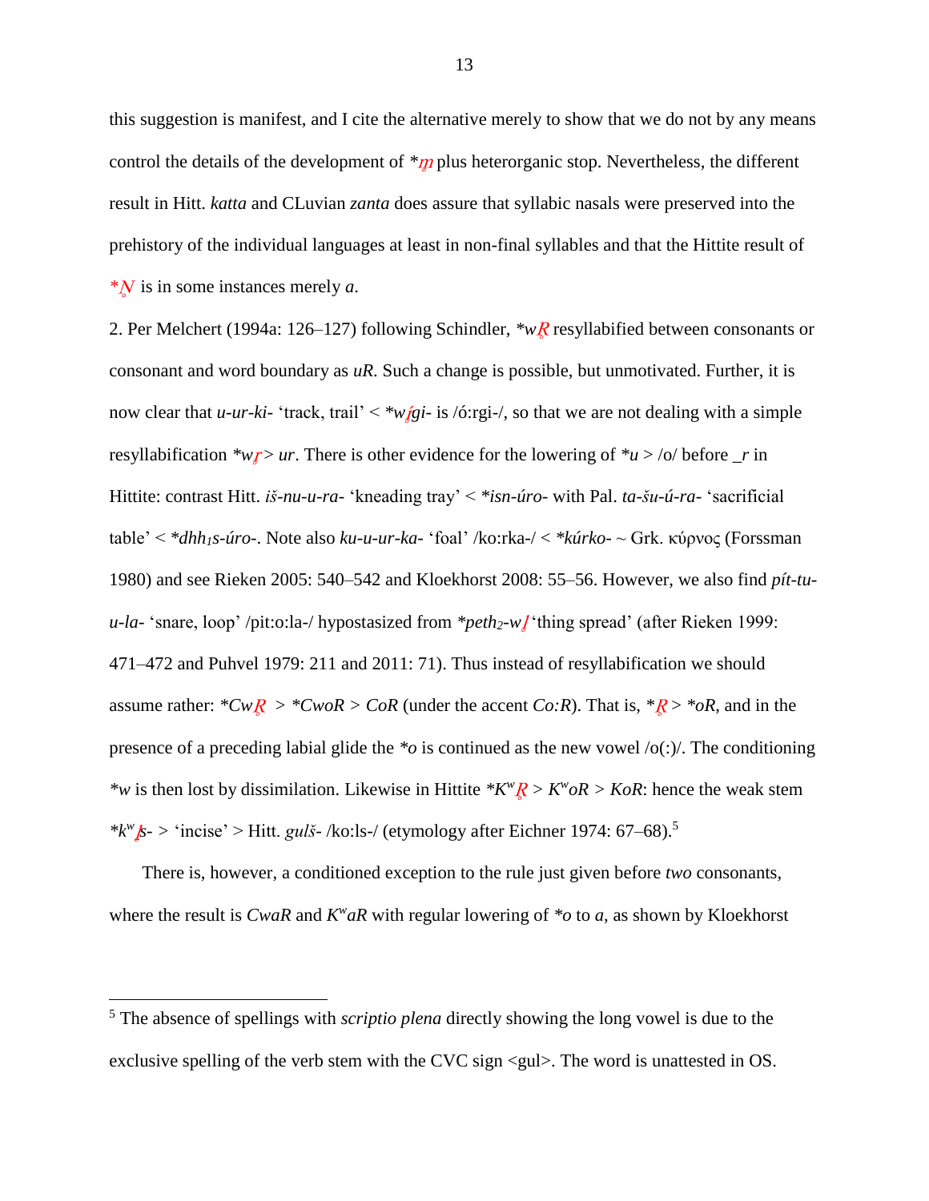this suggestion is manifest, and I cite the alternative merely to show that we do not by any means control the details of the development of *m̥ plus heterorganic stop. Nevertheless, the different result in Hitt. *katta* and CLuvian *zanta* does assure that syllabic nasals were preserved into the prehistory of the individual languages at least in non-final syllables and that the Hittite result of *N̥ is in some instances merely *a*.

2. Per Melchert (1994a: 126–127) following Schindler, *wR̥ resyllabified between consonants or consonant and word boundary as *uR*. Such a change is possible, but unmotivated. Further, it is now clear that *u-ur-ki-* 'track, trail' < *wŕ̥gi- is /ó:rgi-/, so that we are not dealing with a simple resyllabification *wr̥ > *ur*. There is other evidence for the lowering of *u > /o/ before _*r* in Hittite: contrast Hitt. *iš-nu-u-ra-* 'kneading tray' < *isn-úro- with Pal. *ta-šu-ú-ra-* 'sacrificial table' < *dhh₁s-úro-. Note also *ku-u-ur-ka-* 'foal' /ko:rka-/ < *kúrko- ~ Grk. κύρνος (Forssman 1980) and see Rieken 2005: 540–542 and Kloekhorst 2008: 55–56. However, we also find *pít-tu-u-la-* 'snare, loop' /pit:o:la-/ hypostasized from *peth₂-wl̥ 'thing spread' (after Rieken 1999: 471–472 and Puhvel 1979: 211 and 2011: 71). Thus instead of resyllabification we should assume rather: *CwR̥ > *CwoR > *CoR* (under the accent *Co:R*). That is, *R̥ > *oR, and in the presence of a preceding labial glide the *o is continued as the new vowel /o(:)/. The conditioning *w is then lost by dissimilation. Likewise in Hittite *KʷR̥ > *KʷoR* > *KoR*: hence the weak stem *kʷl̥s- > 'incise' > Hitt. *gulš-* /ko:ls-/ (etymology after Eichner 1974: 67–68).[5]

There is, however, a conditioned exception to the rule just given before *two* consonants, where the result is *CwaR* and *KʷaR* with regular lowering of *o to *a*, as shown by Kloekhorst

---

[5] The absence of spellings with *scriptio plena* directly showing the long vowel is due to the exclusive spelling of the verb stem with the CVC sign <gul>. The word is unattested in OS.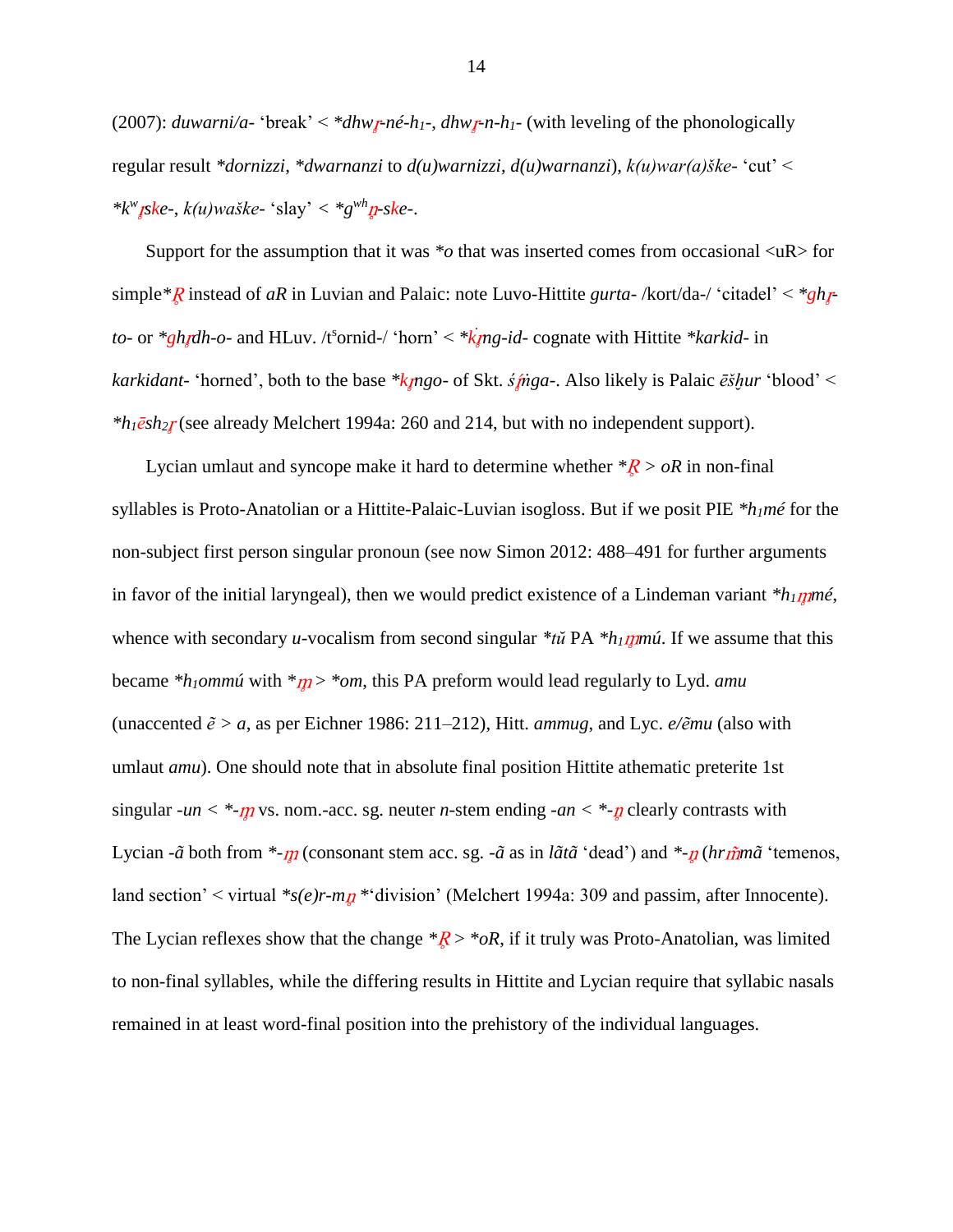(2007): *duwarni/a-* 'break' < *\*dhwr̥-né-h₁-*, *dhwr̥-n-h₁-* (with leveling of the phonologically regular result *\*dornizzi*, *\*dwarnanzi* to *d(u)warnizzi*, *d(u)warnanzi*), *k(u)war(a)ške-* 'cut' < *\*kʷr̥ske-*, *k(u)waške-* 'slay' < *\*gʷʰn̥-ske-*.

Support for the assumption that it was *\*o* that was inserted comes from occasional <uR> for simple*R̥ instead of *aR* in Luvian and Palaic: note Luvo-Hittite *gurta-* /kort/da-/ 'citadel' < *\*ghr̥-to-* or *\*ghr̥dh-o-* and HLuv. /tˢornid-/ 'horn' < *\*k̑r̥ng-id-* cognate with Hittite *\*karkid-* in *karkidant-* 'horned', both to the base *\*kr̥ngo-* of Skt. *śŕ̥ṅga-*. Also likely is Palaic *ēšḫur* 'blood' < *\*h₁ēsh₂r̥* (see already Melchert 1994a: 260 and 214, but with no independent support).

Lycian umlaut and syncope make it hard to determine whether *\*R̥* > *oR* in non-final syllables is Proto-Anatolian or a Hittite-Palaic-Luvian isogloss. But if we posit PIE *\*h₁mé* for the non-subject first person singular pronoun (see now Simon 2012: 488–491 for further arguments in favor of the initial laryngeal), then we would predict existence of a Lindeman variant *\*h₁m̥mé*, whence with secondary *u*-vocalism from second singular *\*tŭ* PA *\*h₁m̥mú*. If we assume that this became *\*h₁ommú* with *\*m̥* > *\*om*, this PA preform would lead regularly to Lyd. *amu* (unaccented *ẽ* > *a*, as per Eichner 1986: 211–212), Hitt. *ammug*, and Lyc. *e/ẽmu* (also with umlaut *amu*). One should note that in absolute final position Hittite athematic preterite 1st singular *-un* < *\*-m̥* vs. nom.-acc. sg. neuter *n*-stem ending *-an* < *\*-n̥* clearly contrasts with Lycian *-ã* both from *\*-m̥* (consonant stem acc. sg. *-ã* as in *lãtã* 'dead') and *\*-n̥* (*hrm̃mã* 'temenos, land section' < virtual *\*s(e)r-mn̥* \*'division' (Melchert 1994a: 309 and passim, after Innocente). The Lycian reflexes show that the change *\*R̥* > *\*oR*, if it truly was Proto-Anatolian, was limited to non-final syllables, while the differing results in Hittite and Lycian require that syllabic nasals remained in at least word-final position into the prehistory of the individual languages.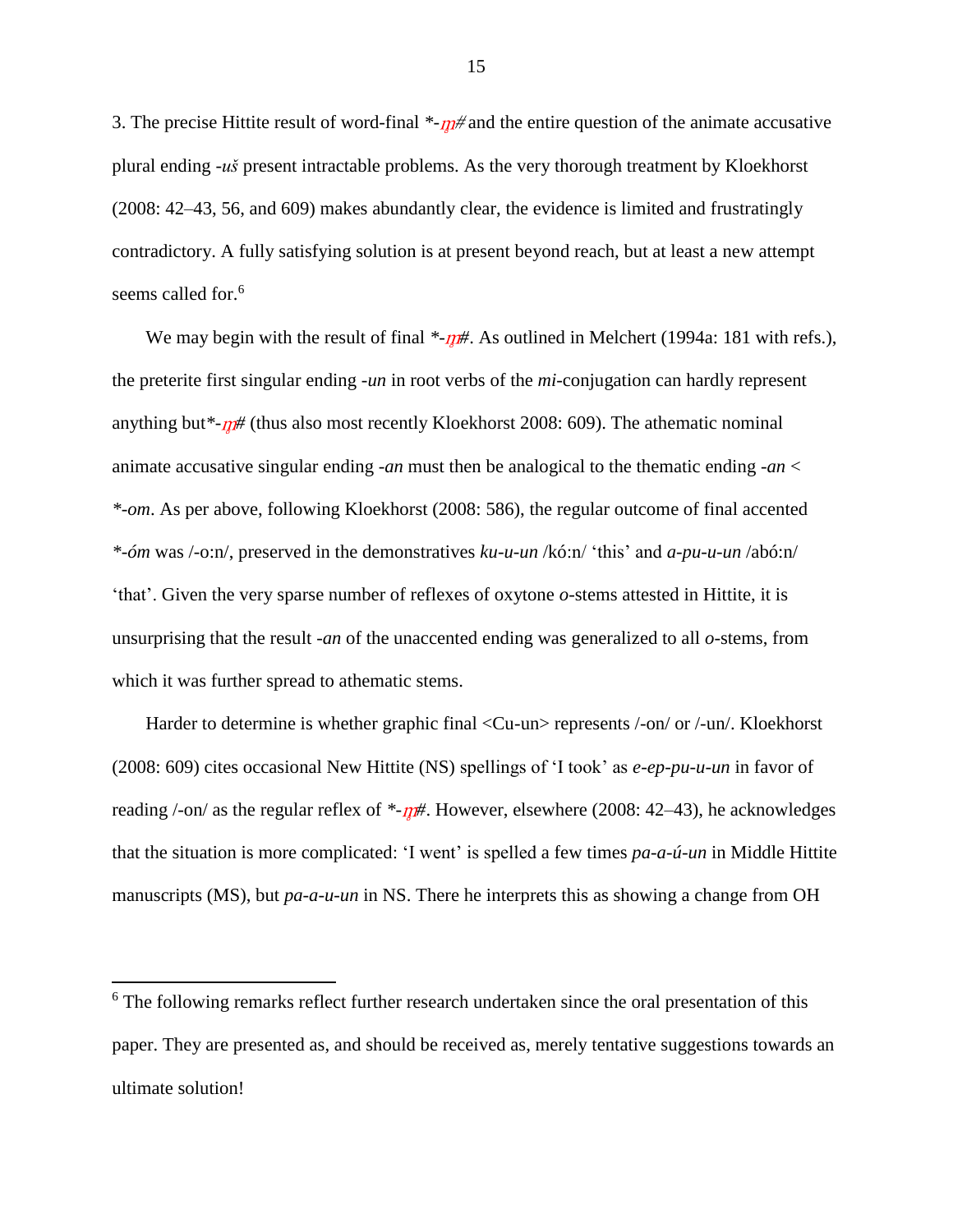3. The precise Hittite result of word-final *-m̥# and the entire question of the animate accusative plural ending *-uš* present intractable problems. As the very thorough treatment by Kloekhorst (2008: 42–43, 56, and 609) makes abundantly clear, the evidence is limited and frustratingly contradictory. A fully satisfying solution is at present beyond reach, but at least a new attempt seems called for.[6]

We may begin with the result of final *-m̥#. As outlined in Melchert (1994a: 181 with refs.), the preterite first singular ending *-un* in root verbs of the *mi*-conjugation can hardly represent anything but*-m̥# (thus also most recently Kloekhorst 2008: 609). The athematic nominal animate accusative singular ending *-an* must then be analogical to the thematic ending *-an* < *\*-om*. As per above, following Kloekhorst (2008: 586), the regular outcome of final accented *\*-óm* was /-o:n/, preserved in the demonstratives *ku-u-un* /kó:n/ 'this' and *a-pu-u-un* /abó:n/ 'that'. Given the very sparse number of reflexes of oxytone *o*-stems attested in Hittite, it is unsurprising that the result *-an* of the unaccented ending was generalized to all *o*-stems, from which it was further spread to athematic stems.

Harder to determine is whether graphic final <Cu-un> represents /-on/ or /-un/. Kloekhorst (2008: 609) cites occasional New Hittite (NS) spellings of 'I took' as *e-ep-pu-u-un* in favor of reading /-on/ as the regular reflex of *-m̥#. However, elsewhere (2008: 42–43), he acknowledges that the situation is more complicated: 'I went' is spelled a few times *pa-a-ú-un* in Middle Hittite manuscripts (MS), but *pa-a-u-un* in NS. There he interprets this as showing a change from OH

[6] The following remarks reflect further research undertaken since the oral presentation of this paper. They are presented as, and should be received as, merely tentative suggestions towards an ultimate solution!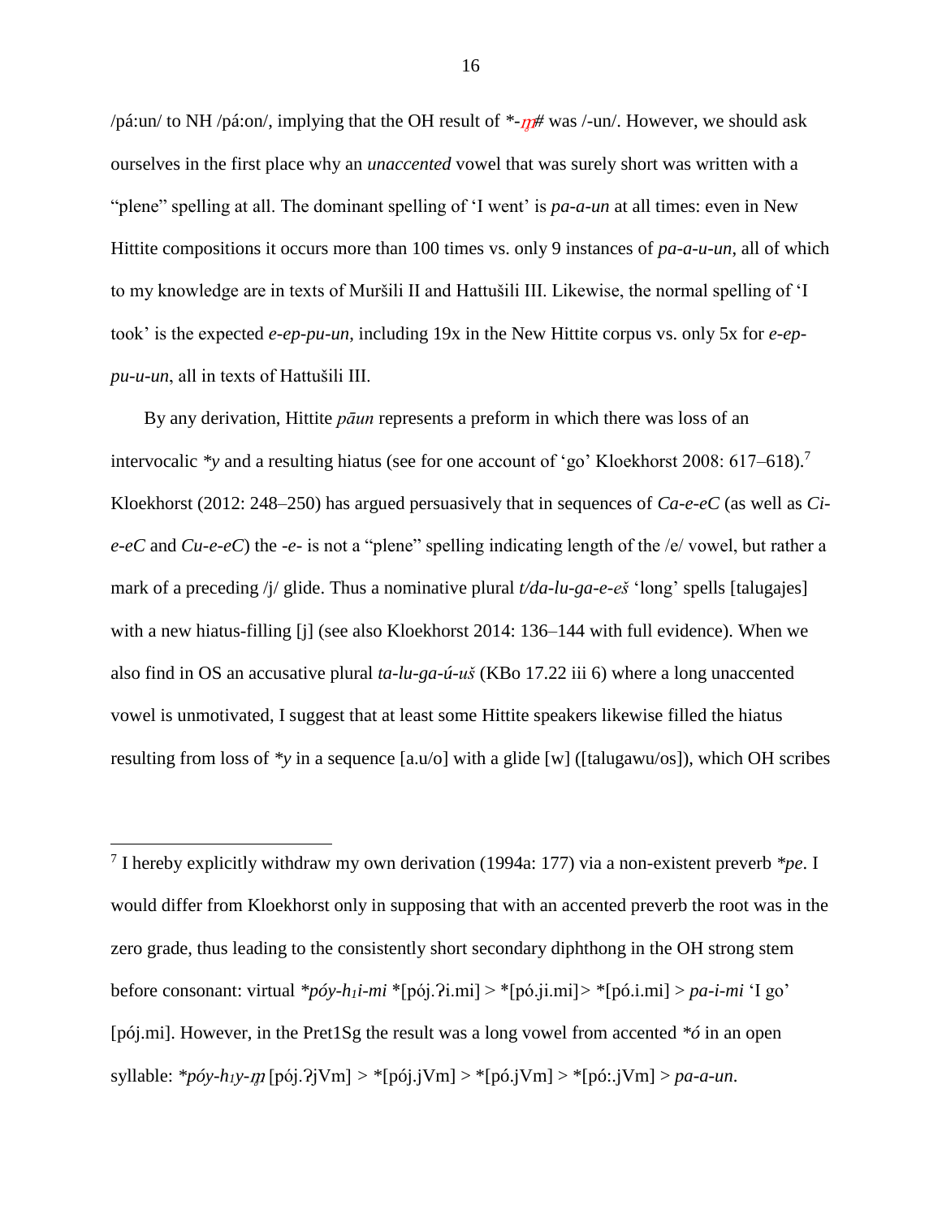/pá:un/ to NH /pá:on/, implying that the OH result of *-*m̥*# was /-un/. However, we should ask ourselves in the first place why an *unaccented* vowel that was surely short was written with a "plene" spelling at all. The dominant spelling of 'I went' is *pa-a-un* at all times: even in New Hittite compositions it occurs more than 100 times vs. only 9 instances of *pa-a-u-un*, all of which to my knowledge are in texts of Muršili II and Hattušili III. Likewise, the normal spelling of 'I took' is the expected *e-ep-pu-un*, including 19x in the New Hittite corpus vs. only 5x for *e-ep-pu-u-un*, all in texts of Hattušili III.

By any derivation, Hittite *pāun* represents a preform in which there was loss of an intervocalic **y* and a resulting hiatus (see for one account of 'go' Kloekhorst 2008: 617–618).[7] Kloekhorst (2012: 248–250) has argued persuasively that in sequences of *Ca-e-eC* (as well as *Ci-e-eC* and *Cu-e-eC*) the *-e-* is not a "plene" spelling indicating length of the /e/ vowel, but rather a mark of a preceding /j/ glide. Thus a nominative plural *t/da-lu-ga-e-eš* 'long' spells [talugajes] with a new hiatus-filling [j] (see also Kloekhorst 2014: 136–144 with full evidence). When we also find in OS an accusative plural *ta-lu-ga-ú-uš* (KBo 17.22 iii 6) where a long unaccented vowel is unmotivated, I suggest that at least some Hittite speakers likewise filled the hiatus resulting from loss of **y* in a sequence [a.u/o] with a glide [w] ([talugawu/os]), which OH scribes

---

[7] I hereby explicitly withdraw my own derivation (1994a: 177) via a non-existent preverb **pe*. I would differ from Kloekhorst only in supposing that with an accented preverb the root was in the zero grade, thus leading to the consistently short secondary diphthong in the OH strong stem before consonant: virtual **póy-h₁i-mi* *[pój.ʔi.mi] > *[pó.ji.mi]> *[pó.i.mi] > *pa-i-mi* 'I go' [pój.mi]. However, in the Pret1Sg the result was a long vowel from accented **ó* in an open syllable: **póy-h₁y-m̥* [pój.ʔjVm] > *[pój.jVm] > *[pó.jVm] > *[pó:.jVm] > *pa-a-un*.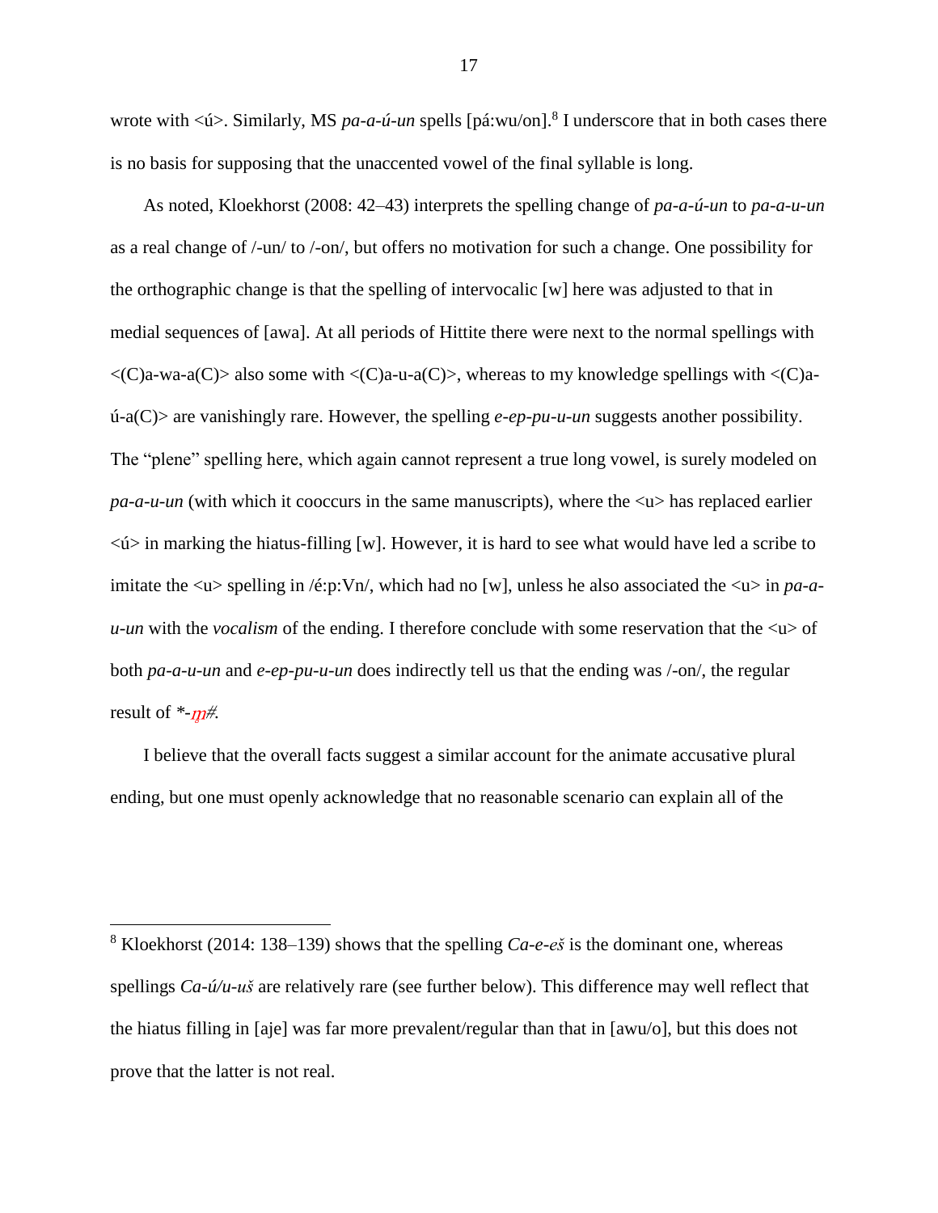wrote with <ú>. Similarly, MS *pa-a-ú-un* spells [pá:wu/on].[8] I underscore that in both cases there is no basis for supposing that the unaccented vowel of the final syllable is long.

As noted, Kloekhorst (2008: 42–43) interprets the spelling change of *pa-a-ú-un* to *pa-a-u-un* as a real change of /-un/ to /-on/, but offers no motivation for such a change. One possibility for the orthographic change is that the spelling of intervocalic [w] here was adjusted to that in medial sequences of [awa]. At all periods of Hittite there were next to the normal spellings with <(C)a-wa-a(C)> also some with <(C)a-u-a(C)>, whereas to my knowledge spellings with <(C)a-ú-a(C)> are vanishingly rare. However, the spelling *e-ep-pu-u-un* suggests another possibility. The "plene" spelling here, which again cannot represent a true long vowel, is surely modeled on *pa-a-u-un* (with which it cooccurs in the same manuscripts), where the <u> has replaced earlier <ú> in marking the hiatus-filling [w]. However, it is hard to see what would have led a scribe to imitate the <u> spelling in /é:p:Vn/, which had no [w], unless he also associated the <u> in *pa-a-u-un* with the *vocalism* of the ending. I therefore conclude with some reservation that the <u> of both *pa-a-u-un* and *e-ep-pu-u-un* does indirectly tell us that the ending was /-on/, the regular result of *-m̥#.

I believe that the overall facts suggest a similar account for the animate accusative plural ending, but one must openly acknowledge that no reasonable scenario can explain all of the

[8] Kloekhorst (2014: 138–139) shows that the spelling *Ca-e-eš* is the dominant one, whereas spellings *Ca-ú/u-uš* are relatively rare (see further below). This difference may well reflect that the hiatus filling in [aje] was far more prevalent/regular than that in [awu/o], but this does not prove that the latter is not real.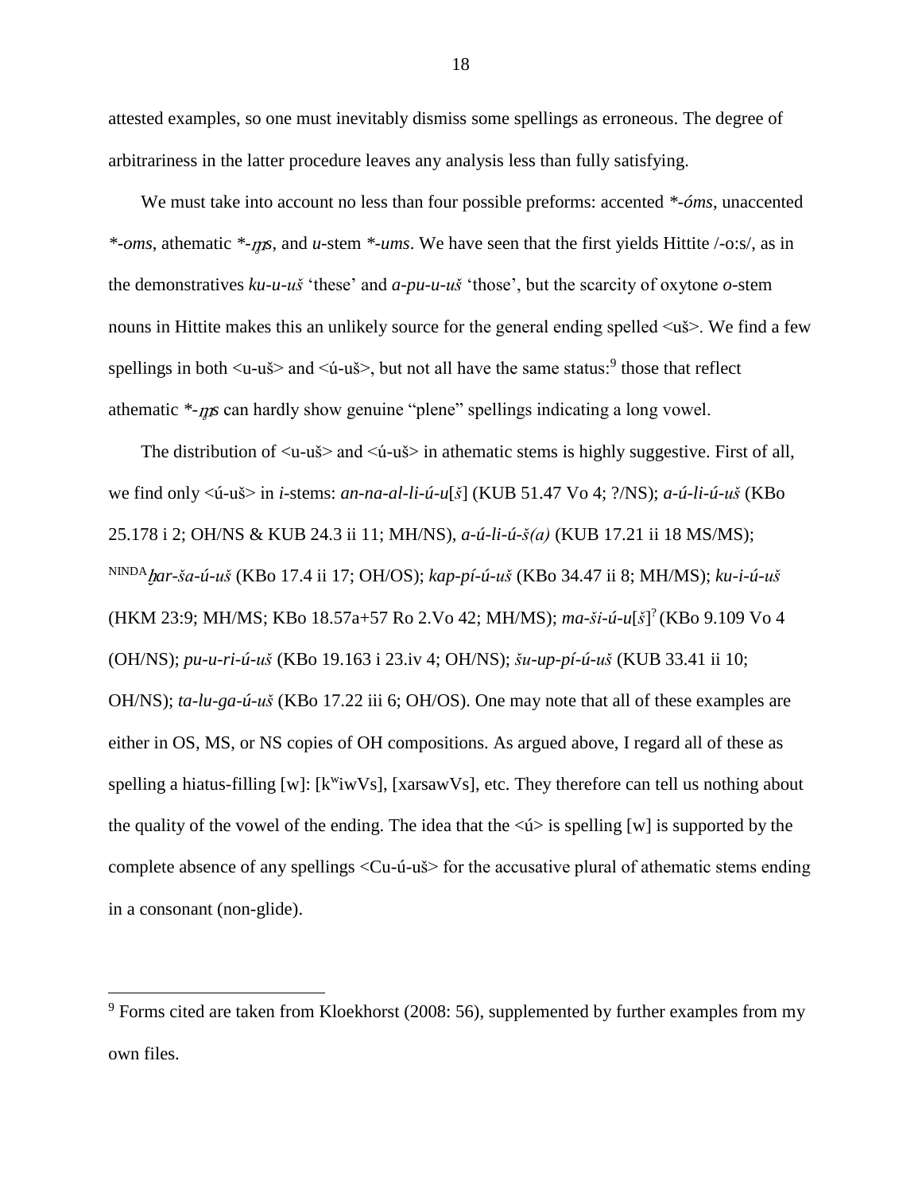attested examples, so one must inevitably dismiss some spellings as erroneous. The degree of arbitrariness in the latter procedure leaves any analysis less than fully satisfying.

We must take into account no less than four possible preforms: accented *\*-óms*, unaccented *\*-oms*, athematic *\*-m̥s*, and *u*-stem *\*-ums*. We have seen that the first yields Hittite /-o:s/, as in the demonstratives *ku-u-uš* 'these' and *a-pu-u-uš* 'those', but the scarcity of oxytone *o*-stem nouns in Hittite makes this an unlikely source for the general ending spelled <uš>. We find a few spellings in both <u-uš> and <ú-uš>, but not all have the same status:[9] those that reflect athematic *\*-m̥s* can hardly show genuine "plene" spellings indicating a long vowel.

The distribution of <u-uš> and <ú-uš> in athematic stems is highly suggestive. First of all, we find only <ú-uš> in *i*-stems: *an-na-al-li-ú-u*[*š*] (KUB 51.47 Vo 4; ?/NS); *a-ú-li-ú-uš* (KBo 25.178 i 2; OH/NS & KUB 24.3 ii 11; MH/NS), *a-ú-li-ú-š(a)* (KUB 17.21 ii 18 MS/MS); NINDA*ḫar-ša-ú-uš* (KBo 17.4 ii 17; OH/OS); *kap-pí-ú-uš* (KBo 34.47 ii 8; MH/MS); *ku-i-ú-uš* (HKM 23:9; MH/MS; KBo 18.57a+57 Ro 2.Vo 42; MH/MS); *ma-ši-ú-u*[*š*]? (KBo 9.109 Vo 4 (OH/NS); *pu-u-ri-ú-uš* (KBo 19.163 i 23.iv 4; OH/NS); *šu-up-pí-ú-uš* (KUB 33.41 ii 10; OH/NS); *ta-lu-ga-ú-uš* (KBo 17.22 iii 6; OH/OS). One may note that all of these examples are either in OS, MS, or NS copies of OH compositions. As argued above, I regard all of these as spelling a hiatus-filling [w]: [kʷiwVs], [xarsawVs], etc. They therefore can tell us nothing about the quality of the vowel of the ending. The idea that the <ú> is spelling [w] is supported by the complete absence of any spellings <Cu-ú-uš> for the accusative plural of athematic stems ending in a consonant (non-glide).

---

[9] Forms cited are taken from Kloekhorst (2008: 56), supplemented by further examples from my own files.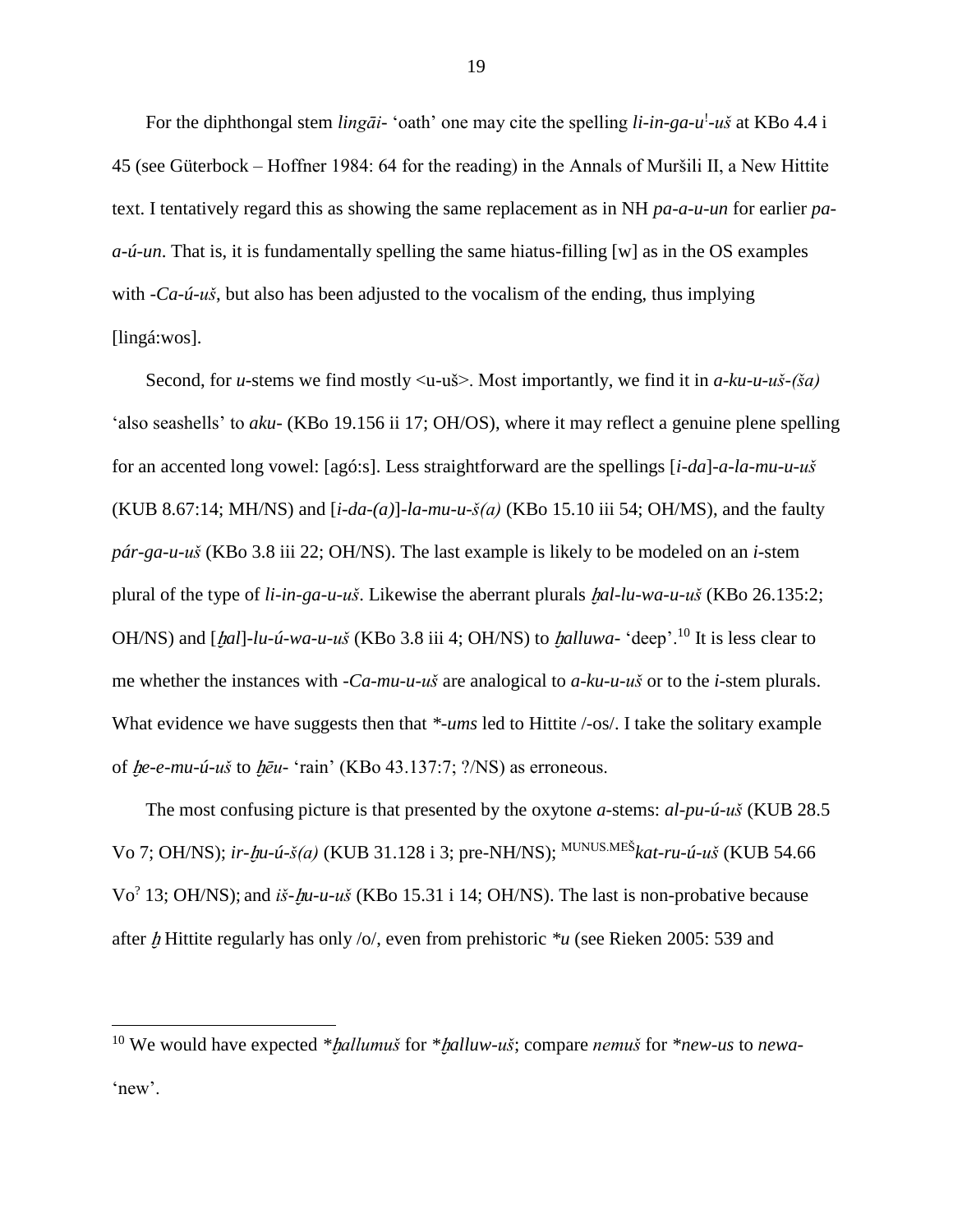For the diphthongal stem *lingāi-* 'oath' one may cite the spelling *li-in-ga-u*[!]*-uš* at KBo 4.4 i 45 (see Güterbock – Hoffner 1984: 64 for the reading) in the Annals of Muršili II, a New Hittite text. I tentatively regard this as showing the same replacement as in NH *pa-a-u-un* for earlier *pa-a-ú-un*. That is, it is fundamentally spelling the same hiatus-filling [w] as in the OS examples with *-Ca-ú-uš*, but also has been adjusted to the vocalism of the ending, thus implying [lingá:wos].

Second, for *u*-stems we find mostly <u-uš>. Most importantly, we find it in *a-ku-u-uš-(ša)* 'also seashells' to *aku-* (KBo 19.156 ii 17; OH/OS), where it may reflect a genuine plene spelling for an accented long vowel: [agó:s]. Less straightforward are the spellings [*i-da*]*-a-la-mu-u-uš* (KUB 8.67:14; MH/NS) and [*i-da-(a)*]*-la-mu-u-š(a)* (KBo 15.10 iii 54; OH/MS), and the faulty *pár-ga-u-uš* (KBo 3.8 iii 22; OH/NS). The last example is likely to be modeled on an *i*-stem plural of the type of *li-in-ga-u-uš*. Likewise the aberrant plurals *ḫal-lu-wa-u-uš* (KBo 26.135:2; OH/NS) and [*ḫal*]*-lu-ú-wa-u-uš* (KBo 3.8 iii 4; OH/NS) to *ḫalluwa-* 'deep'.[10] It is less clear to me whether the instances with *-Ca-mu-u-uš* are analogical to *a-ku-u-uš* or to the *i*-stem plurals. What evidence we have suggests then that *\*-ums* led to Hittite /-os/. I take the solitary example of *ḫe-e-mu-ú-uš* to *ḫēu-* 'rain' (KBo 43.137:7; ?/NS) as erroneous.

The most confusing picture is that presented by the oxytone *a*-stems: *al-pu-ú-uš* (KUB 28.5 Vo 7; OH/NS); *ir-ḫu-ú-š(a)* (KUB 31.128 i 3; pre-NH/NS); MUNUS.MEŠ*kat-ru-ú-uš* (KUB 54.66 Vo[?] 13; OH/NS); and *iš-ḫu-u-uš* (KBo 15.31 i 14; OH/NS). The last is non-probative because after *ḫ* Hittite regularly has only /o/, even from prehistoric *\*u* (see Rieken 2005: 539 and

---

[10] We would have expected *\*ḫallumuš* for *\*ḫalluw-uš*; compare *nemuš* for *\*new-us* to *newa-* 'new'.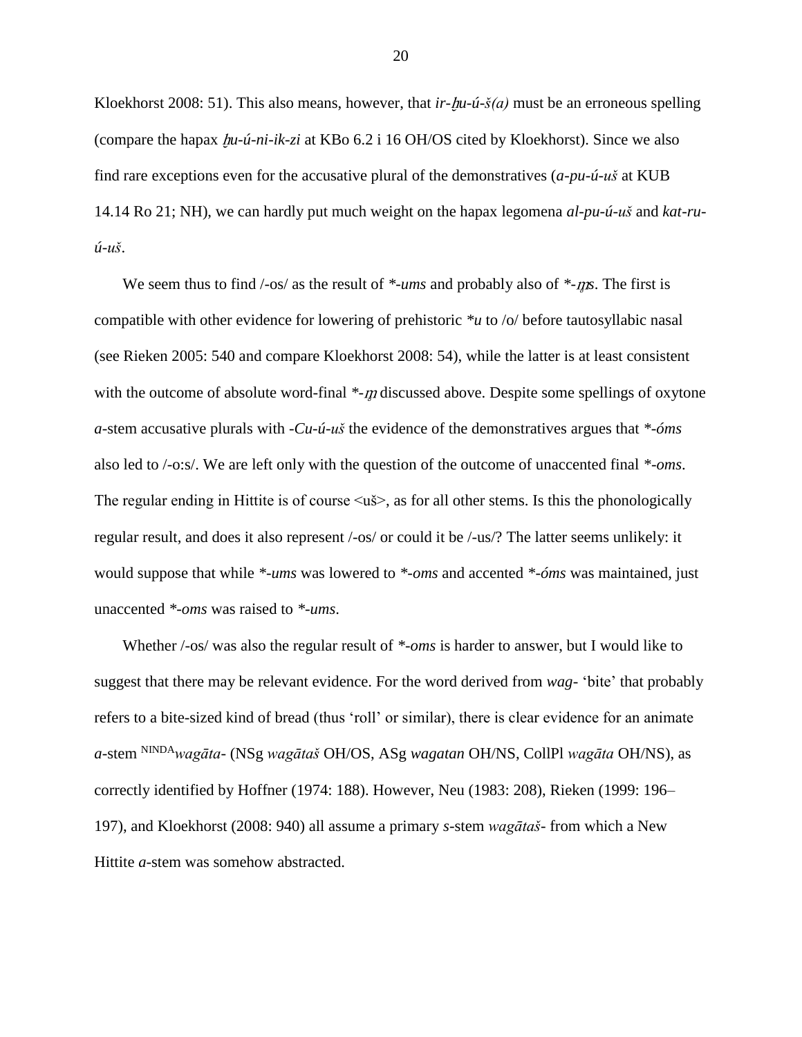Kloekhorst 2008: 51). This also means, however, that *ir-ḫu-ú-š(a)* must be an erroneous spelling (compare the hapax *ḫu-ú-ni-ik-zi* at KBo 6.2 i 16 OH/OS cited by Kloekhorst). Since we also find rare exceptions even for the accusative plural of the demonstratives (*a-pu-ú-uš* at KUB 14.14 Ro 21; NH), we can hardly put much weight on the hapax legomena *al-pu-ú-uš* and *kat-ru-ú-uš*.

We seem thus to find /-os/ as the result of *\*-ums* and probably also of *\*-m̥s*. The first is compatible with other evidence for lowering of prehistoric *\*u* to /o/ before tautosyllabic nasal (see Rieken 2005: 540 and compare Kloekhorst 2008: 54), while the latter is at least consistent with the outcome of absolute word-final *\*-m̥* discussed above. Despite some spellings of oxytone *a*-stem accusative plurals with *-Cu-ú-uš* the evidence of the demonstratives argues that *\*-óms* also led to /-o:s/. We are left only with the question of the outcome of unaccented final *\*-oms*. The regular ending in Hittite is of course <uš>, as for all other stems. Is this the phonologically regular result, and does it also represent /-os/ or could it be /-us/? The latter seems unlikely: it would suppose that while *\*-ums* was lowered to *\*-oms* and accented *\*-óms* was maintained, just unaccented *\*-oms* was raised to *\*-ums*.

Whether /-os/ was also the regular result of *\*-oms* is harder to answer, but I would like to suggest that there may be relevant evidence. For the word derived from *wag-* 'bite' that probably refers to a bite-sized kind of bread (thus 'roll' or similar), there is clear evidence for an animate *a*-stem NINDA*wagāta-* (NSg *wagātaš* OH/OS, ASg *wagatan* OH/NS, CollPl *wagāta* OH/NS), as correctly identified by Hoffner (1974: 188). However, Neu (1983: 208), Rieken (1999: 196–197), and Kloekhorst (2008: 940) all assume a primary *s*-stem *wagātaš-* from which a New Hittite *a*-stem was somehow abstracted.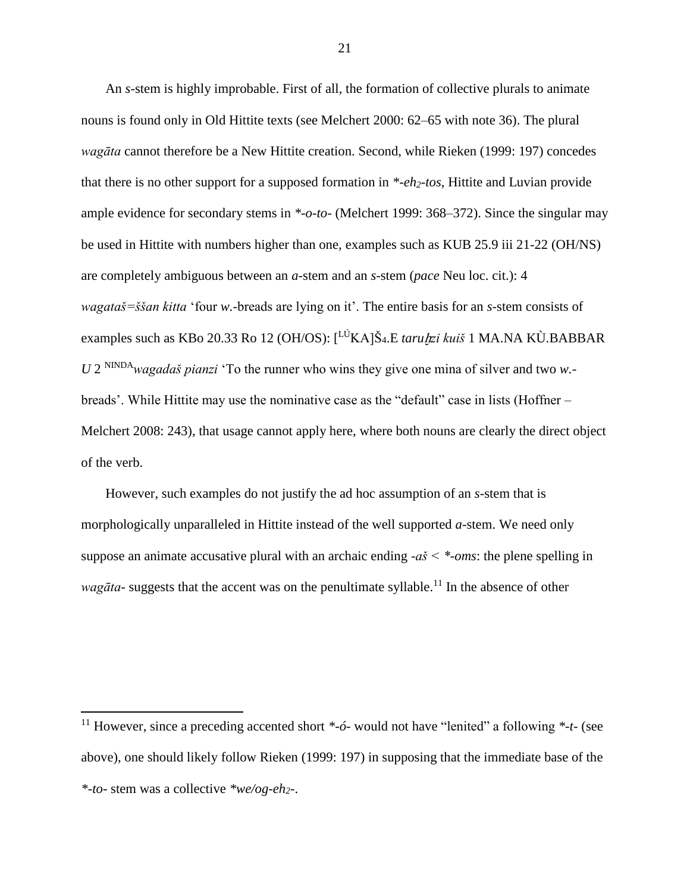An *s*-stem is highly improbable. First of all, the formation of collective plurals to animate nouns is found only in Old Hittite texts (see Melchert 2000: 62–65 with note 36). The plural *wagāta* cannot therefore be a New Hittite creation. Second, while Rieken (1999: 197) concedes that there is no other support for a supposed formation in *\*-eh₂-tos*, Hittite and Luvian provide ample evidence for secondary stems in *\*-o-to-* (Melchert 1999: 368–372). Since the singular may be used in Hittite with numbers higher than one, examples such as KUB 25.9 iii 21-22 (OH/NS) are completely ambiguous between an *a*-stem and an *s*-stem (*pace* Neu loc. cit.): 4 *wagataš=ššan kitta* 'four *w.*-breads are lying on it'. The entire basis for an *s*-stem consists of examples such as KBo 20.33 Ro 12 (OH/OS): [LÚKA]Š₄.E *taruḫzi kuiš* 1 MA.NA KÙ.BABBAR *U* 2 NINDA*wagadaš pianzi* 'To the runner who wins they give one mina of silver and two *w.*-breads'. While Hittite may use the nominative case as the "default" case in lists (Hoffner – Melchert 2008: 243), that usage cannot apply here, where both nouns are clearly the direct object of the verb.

However, such examples do not justify the ad hoc assumption of an *s*-stem that is morphologically unparalleled in Hittite instead of the well supported *a*-stem. We need only suppose an animate accusative plural with an archaic ending *-aš* < *\*-oms*: the plene spelling in *wagāta-* suggests that the accent was on the penultimate syllable.[11] In the absence of other

[11] However, since a preceding accented short *\*-ó-* would not have "lenited" a following *\*-t-* (see above), one should likely follow Rieken (1999: 197) in supposing that the immediate base of the *\*-to-* stem was a collective *\*we/og-eh₂-*.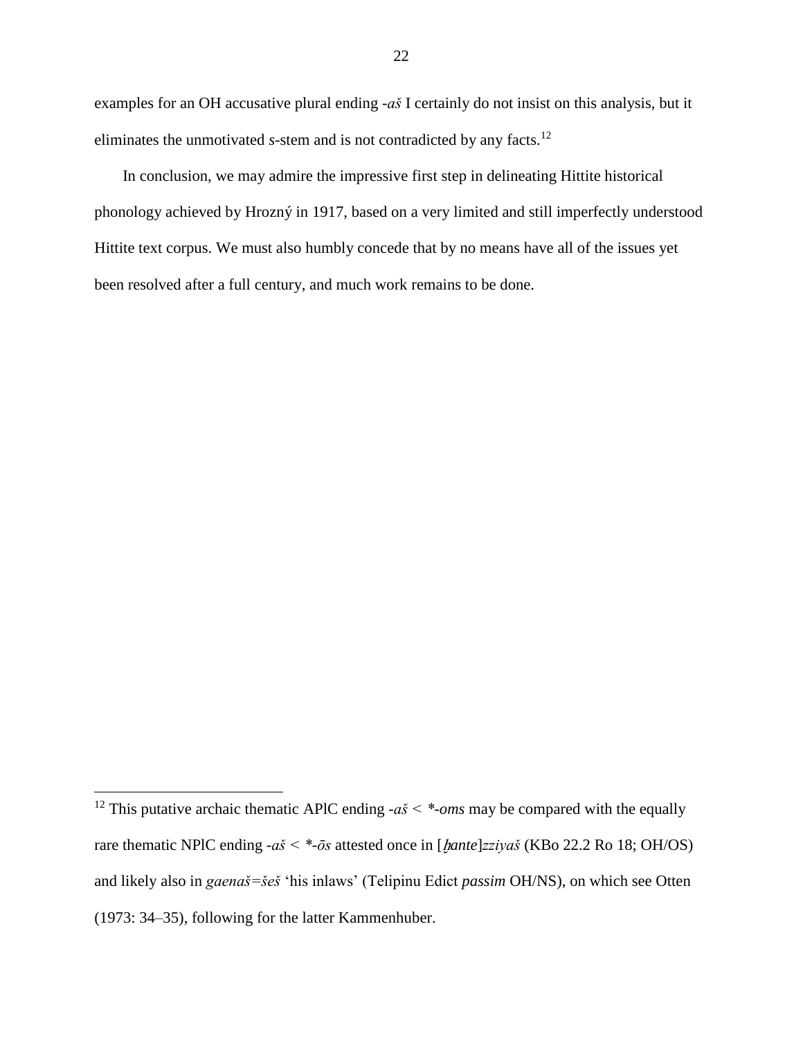examples for an OH accusative plural ending *-aš* I certainly do not insist on this analysis, but it eliminates the unmotivated *s*-stem and is not contradicted by any facts.[12]

In conclusion, we may admire the impressive first step in delineating Hittite historical phonology achieved by Hrozný in 1917, based on a very limited and still imperfectly understood Hittite text corpus. We must also humbly concede that by no means have all of the issues yet been resolved after a full century, and much work remains to be done.

---

[12] This putative archaic thematic APlC ending *-aš* < *\*-oms* may be compared with the equally rare thematic NPlC ending *-aš* < *\*-ōs* attested once in [*ḫante*]*zziyaš* (KBo 22.2 Ro 18; OH/OS) and likely also in *gaenaš=šeš* 'his inlaws' (Telipinu Edict *passim* OH/NS), on which see Otten (1973: 34–35), following for the latter Kammenhuber.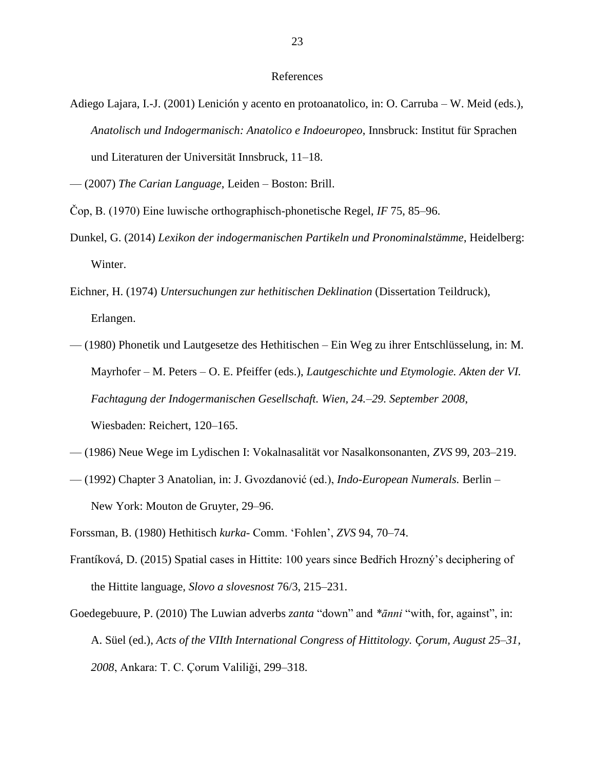# References

Adiego Lajara, I.-J. (2001) Lenición y acento en protoanatolico, in: O. Carruba – W. Meid (eds.), *Anatolisch und Indogermanisch: Anatolico e Indoeuropeo*, Innsbruck: Institut für Sprachen und Literaturen der Universität Innsbruck, 11–18.

— (2007) *The Carian Language*, Leiden – Boston: Brill.

Čop, B. (1970) Eine luwische orthographisch-phonetische Regel, *IF* 75, 85–96.

Dunkel, G. (2014) *Lexikon der indogermanischen Partikeln und Pronominalstämme*, Heidelberg: Winter.

Eichner, H. (1974) *Untersuchungen zur hethitischen Deklination* (Dissertation Teildruck), Erlangen.

— (1980) Phonetik und Lautgesetze des Hethitischen – Ein Weg zu ihrer Entschlüsselung, in: M. Mayrhofer – M. Peters – O. E. Pfeiffer (eds.), *Lautgeschichte und Etymologie. Akten der VI. Fachtagung der Indogermanischen Gesellschaft. Wien, 24.–29. September 2008*, Wiesbaden: Reichert, 120–165.

— (1986) Neue Wege im Lydischen I: Vokalnasalität vor Nasalkonsonanten, *ZVS* 99, 203–219.

— (1992) Chapter 3 Anatolian, in: J. Gvozdanović (ed.), *Indo-European Numerals.* Berlin – New York: Mouton de Gruyter, 29–96.

Forssman, B. (1980) Hethitisch *kurka*- Comm. 'Fohlen', *ZVS* 94, 70–74.

Frantíková, D. (2015) Spatial cases in Hittite: 100 years since Bedřich Hrozný's deciphering of the Hittite language, *Slovo a slovesnost* 76/3, 215–231.

Goedegebuure, P. (2010) The Luwian adverbs *zanta* "down" and *\*ānni* "with, for, against", in: A. Süel (ed.), *Acts of the VIIth International Congress of Hittitology. Çorum, August 25–31, 2008*, Ankara: T. C. Çorum Valiliği, 299–318.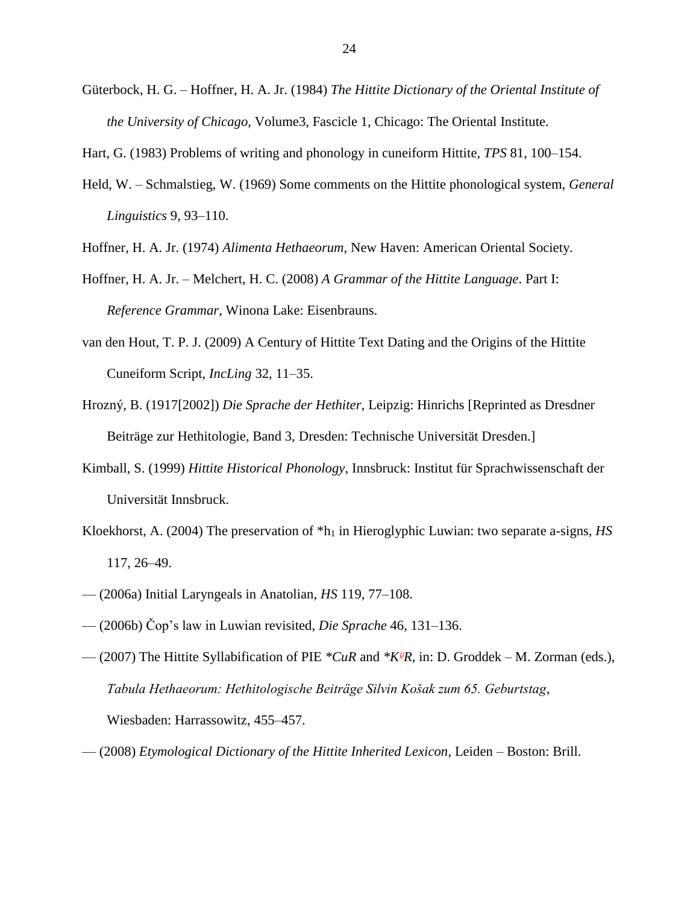Güterbock, H. G. – Hoffner, H. A. Jr. (1984) *The Hittite Dictionary of the Oriental Institute of the University of Chicago*, Volume3, Fascicle 1, Chicago: The Oriental Institute.

Hart, G. (1983) Problems of writing and phonology in cuneiform Hittite, *TPS* 81, 100–154.

Held, W. – Schmalstieg, W. (1969) Some comments on the Hittite phonological system, *General Linguistics* 9, 93–110.

Hoffner, H. A. Jr. (1974) *Alimenta Hethaeorum*, New Haven: American Oriental Society.

Hoffner, H. A. Jr. – Melchert, H. C. (2008) *A Grammar of the Hittite Language*. Part I: *Reference Grammar*, Winona Lake: Eisenbrauns.

van den Hout, T. P. J. (2009) A Century of Hittite Text Dating and the Origins of the Hittite Cuneiform Script, *IncLing* 32, 11–35.

Hrozný, B. (1917[2002]) *Die Sprache der Hethiter*, Leipzig: Hinrichs [Reprinted as Dresdner Beiträge zur Hethitologie, Band 3, Dresden: Technische Universität Dresden.]

Kimball, S. (1999) *Hittite Historical Phonology*, Innsbruck: Institut für Sprachwissenschaft der Universität Innsbruck.

Kloekhorst, A. (2004) The preservation of *$h_1$ in Hieroglyphic Luwian: two separate a-signs, *HS* 117, 26–49.

— (2006a) Initial Laryngeals in Anatolian, *HS* 119, 77–108.

— (2006b) Čop's law in Luwian revisited, *Die Sprache* 46, 131–136.

— (2007) The Hittite Syllabification of PIE *\*CuR* and *\*K$^{u̯}$R*, in: D. Groddek – M. Zorman (eds.), *Tabula Hethaeorum: Hethitologische Beiträge Silvin Košak zum 65. Geburtstag*, Wiesbaden: Harrassowitz, 455–457.

— (2008) *Etymological Dictionary of the Hittite Inherited Lexicon*, Leiden – Boston: Brill.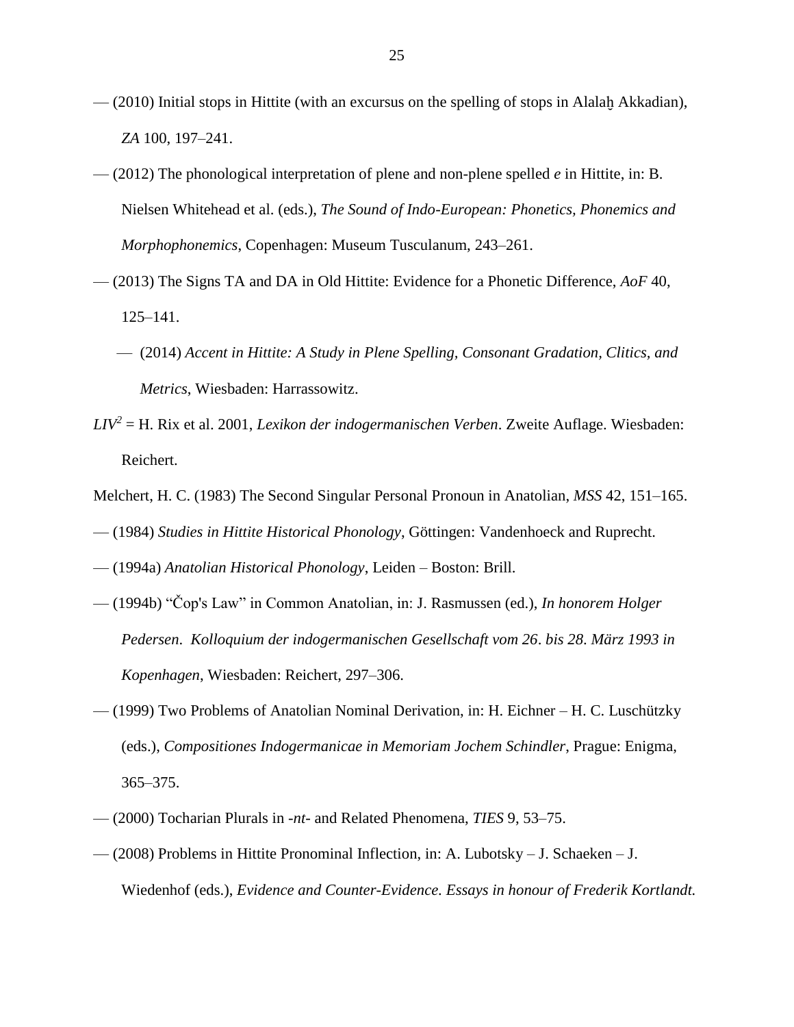— (2010) Initial stops in Hittite (with an excursus on the spelling of stops in Alalaḫ Akkadian), *ZA* 100, 197–241.

— (2012) The phonological interpretation of plene and non-plene spelled *e* in Hittite, in: B. Nielsen Whitehead et al. (eds.), *The Sound of Indo-European: Phonetics, Phonemics and Morphophonemics*, Copenhagen: Museum Tusculanum, 243–261.

— (2013) The Signs TA and DA in Old Hittite: Evidence for a Phonetic Difference, *AoF* 40, 125–141.

— (2014) *Accent in Hittite: A Study in Plene Spelling, Consonant Gradation, Clitics, and Metrics*, Wiesbaden: Harrassowitz.

*LIV*$^2$ = H. Rix et al. 2001, *Lexikon der indogermanischen Verben*. Zweite Auflage. Wiesbaden: Reichert.

Melchert, H. C. (1983) The Second Singular Personal Pronoun in Anatolian, *MSS* 42, 151–165.

— (1984) *Studies in Hittite Historical Phonology*, Göttingen: Vandenhoeck and Ruprecht.

— (1994a) *Anatolian Historical Phonology*, Leiden – Boston: Brill.

— (1994b) "Čop's Law" in Common Anatolian, in: J. Rasmussen (ed.), *In honorem Holger Pedersen. Kolloquium der indogermanischen Gesellschaft vom 26. bis 28. März 1993 in Kopenhagen*, Wiesbaden: Reichert, 297–306.

— (1999) Two Problems of Anatolian Nominal Derivation, in: H. Eichner – H. C. Luschützky (eds.), *Compositiones Indogermanicae in Memoriam Jochem Schindler*, Prague: Enigma, 365–375.

— (2000) Tocharian Plurals in *-nt-* and Related Phenomena, *TIES* 9, 53–75.

— (2008) Problems in Hittite Pronominal Inflection, in: A. Lubotsky – J. Schaeken – J. Wiedenhof (eds.), *Evidence and Counter-Evidence. Essays in honour of Frederik Kortlandt.*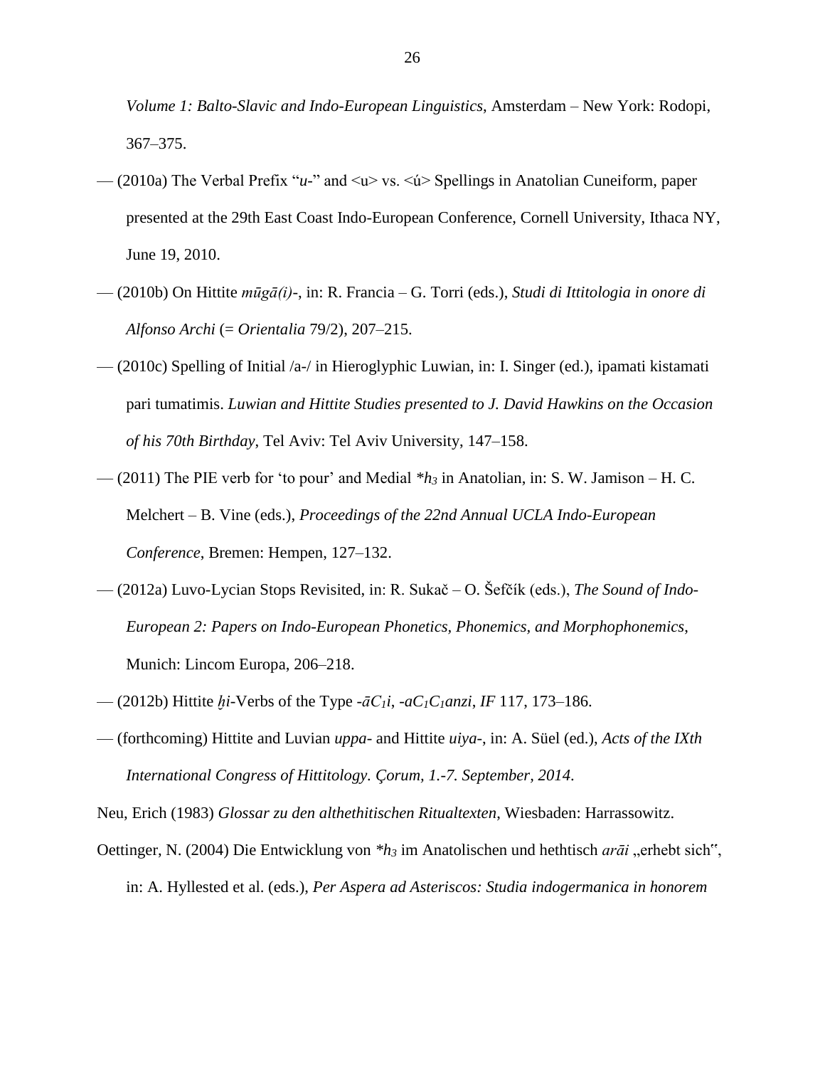*Volume 1: Balto-Slavic and Indo-European Linguistics*, Amsterdam – New York: Rodopi, 367–375.

— (2010a) The Verbal Prefix "*u*-" and <u> vs. <ú> Spellings in Anatolian Cuneiform, paper presented at the 29th East Coast Indo-European Conference, Cornell University, Ithaca NY, June 19, 2010.

— (2010b) On Hittite *mūgā(i)*-, in: R. Francia – G. Torri (eds.), *Studi di Ittitologia in onore di Alfonso Archi* (= *Orientalia* 79/2), 207–215.

— (2010c) Spelling of Initial /a-/ in Hieroglyphic Luwian, in: I. Singer (ed.), ipamati kistamati pari tumatimis. *Luwian and Hittite Studies presented to J. David Hawkins on the Occasion of his 70th Birthday*, Tel Aviv: Tel Aviv University, 147–158.

— (2011) The PIE verb for 'to pour' and Medial *$h_3$ in Anatolian, in: S. W. Jamison – H. C. Melchert – B. Vine (eds.), *Proceedings of the 22nd Annual UCLA Indo-European Conference*, Bremen: Hempen, 127–132.

— (2012a) Luvo-Lycian Stops Revisited, in: R. Sukač – O. Šefčík (eds.), *The Sound of Indo-European 2: Papers on Indo-European Phonetics, Phonemics, and Morphophonemics*, Munich: Lincom Europa, 206–218.

— (2012b) Hittite *ḫi*-Verbs of the Type -$āC_1i$, -$aC_1C_1anzi$, *IF* 117, 173–186.

— (forthcoming) Hittite and Luvian *uppa*- and Hittite *uiya*-, in: A. Süel (ed.), *Acts of the IXth International Congress of Hittitology. Çorum, 1.-7. September, 2014*.

Neu, Erich (1983) *Glossar zu den althethitischen Ritualtexten*, Wiesbaden: Harrassowitz.

Oettinger, N. (2004) Die Entwicklung von *$h_3$ im Anatolischen und hethtisch *arāi* „erhebt sich", in: A. Hyllested et al. (eds.), *Per Aspera ad Asteriscos: Studia indogermanica in honorem*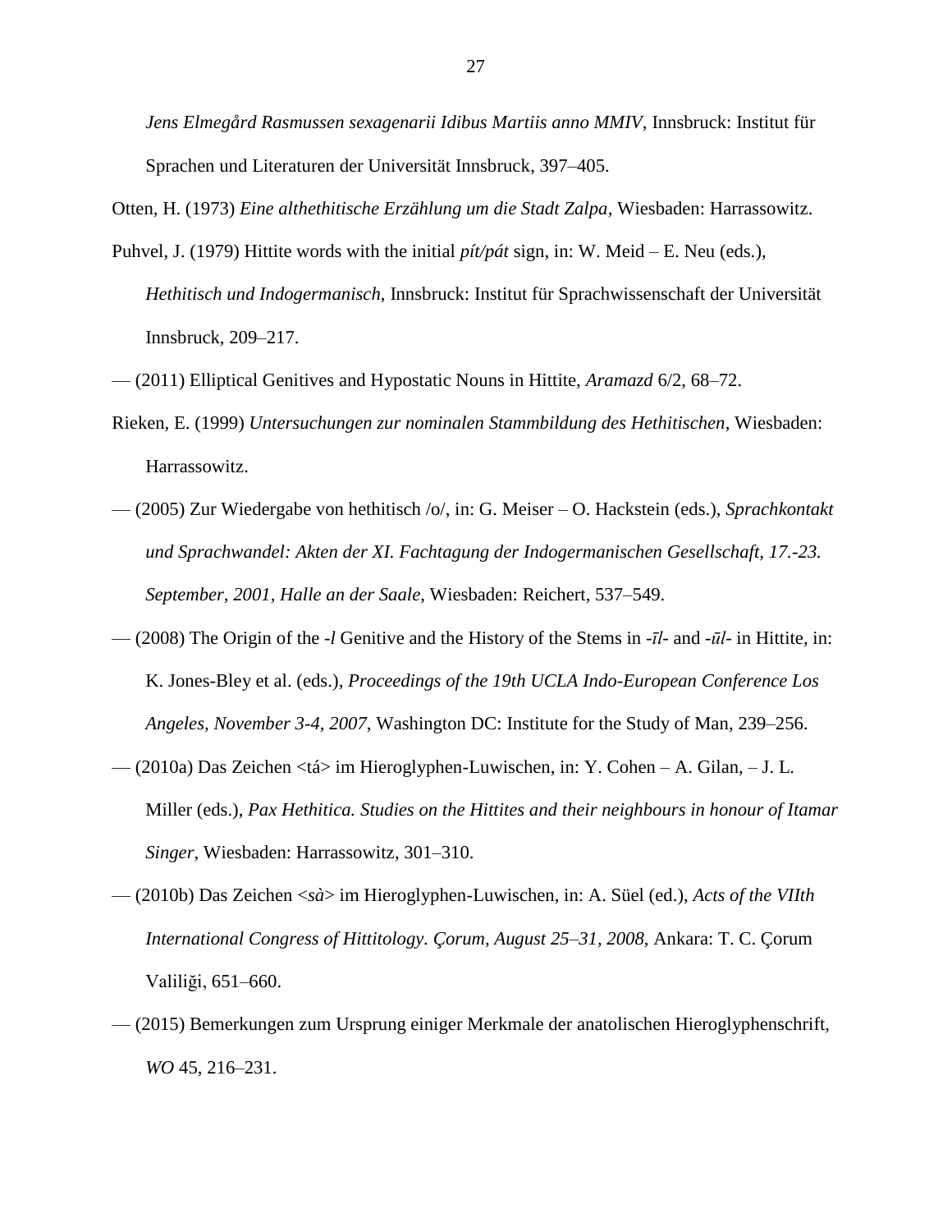*Jens Elmegård Rasmussen sexagenarii Idibus Martiis anno MMIV*, Innsbruck: Institut für Sprachen und Literaturen der Universität Innsbruck, 397–405.

Otten, H. (1973) *Eine althethitische Erzählung um die Stadt Zalpa*, Wiesbaden: Harrassowitz.

Puhvel, J. (1979) Hittite words with the initial *pít/pát* sign, in: W. Meid – E. Neu (eds.), *Hethitisch und Indogermanisch*, Innsbruck: Institut für Sprachwissenschaft der Universität Innsbruck, 209–217.

— (2011) Elliptical Genitives and Hypostatic Nouns in Hittite, *Aramazd* 6/2, 68–72.

Rieken, E. (1999) *Untersuchungen zur nominalen Stammbildung des Hethitischen*, Wiesbaden: Harrassowitz.

— (2005) Zur Wiedergabe von hethitisch /o/, in: G. Meiser – O. Hackstein (eds.), *Sprachkontakt und Sprachwandel: Akten der XI. Fachtagung der Indogermanischen Gesellschaft, 17.-23. September, 2001, Halle an der Saale*, Wiesbaden: Reichert, 537–549.

— (2008) The Origin of the *-l* Genitive and the History of the Stems in *-īl-* and *-ūl-* in Hittite, in: K. Jones-Bley et al. (eds.), *Proceedings of the 19th UCLA Indo-European Conference Los Angeles, November 3-4, 2007*, Washington DC: Institute for the Study of Man, 239–256.

— (2010a) Das Zeichen <tá> im Hieroglyphen-Luwischen, in: Y. Cohen – A. Gilan, – J. L. Miller (eds.), *Pax Hethitica. Studies on the Hittites and their neighbours in honour of Itamar Singer*, Wiesbaden: Harrassowitz, 301–310.

— (2010b) Das Zeichen <*sà*> im Hieroglyphen-Luwischen, in: A. Süel (ed.), *Acts of the VIIth International Congress of Hittitology. Çorum, August 25–31, 2008*, Ankara: T. C. Çorum Valiliği, 651–660.

— (2015) Bemerkungen zum Ursprung einiger Merkmale der anatolischen Hieroglyphenschrift, *WO* 45, 216–231.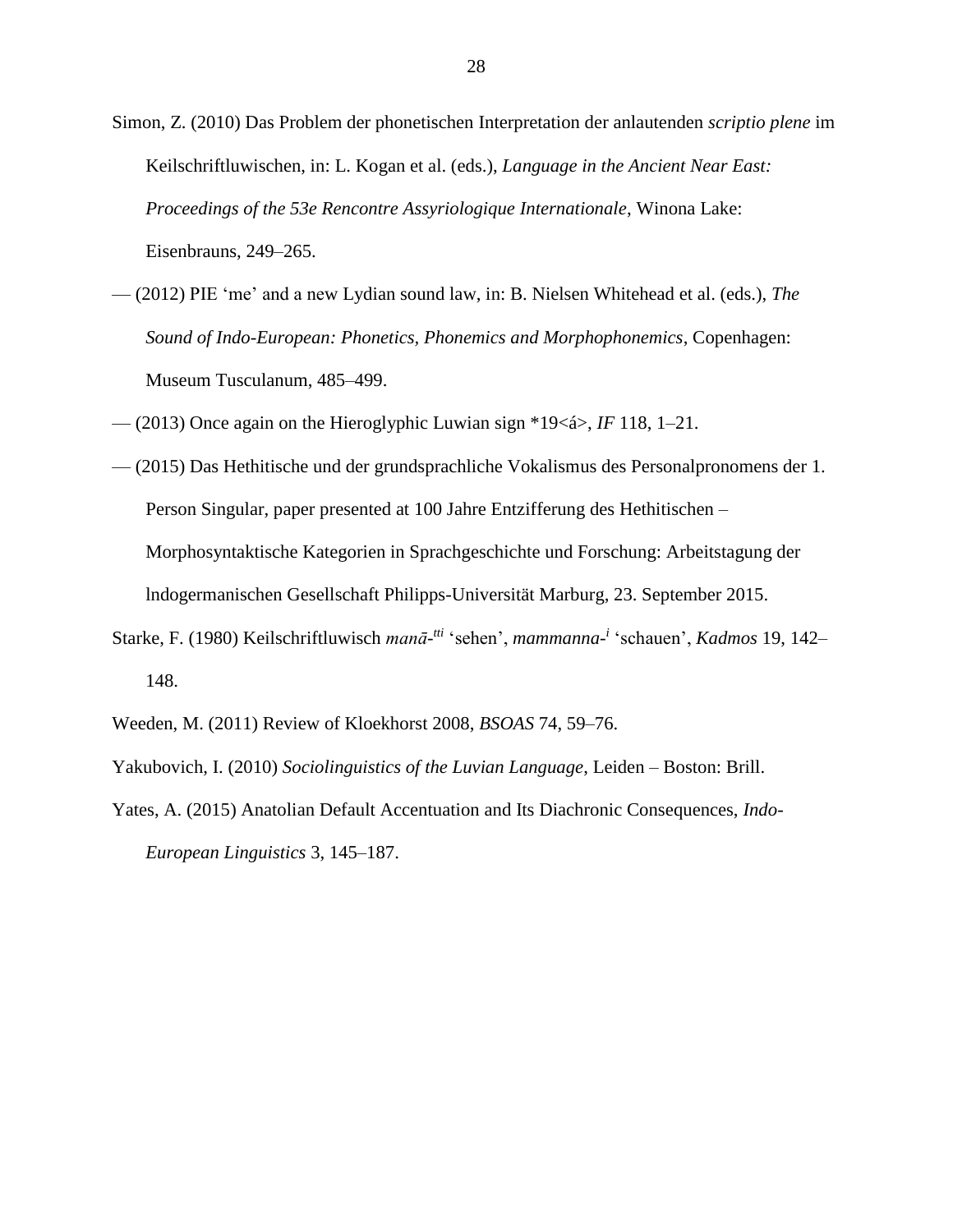Simon, Z. (2010) Das Problem der phonetischen Interpretation der anlautenden *scriptio plene* im Keilschriftluwischen, in: L. Kogan et al. (eds.), *Language in the Ancient Near East: Proceedings of the 53e Rencontre Assyriologique Internationale*, Winona Lake: Eisenbrauns, 249–265.

— (2012) PIE 'me' and a new Lydian sound law, in: B. Nielsen Whitehead et al. (eds.), *The Sound of Indo-European: Phonetics, Phonemics and Morphophonemics*, Copenhagen: Museum Tusculanum, 485–499.

— (2013) Once again on the Hieroglyphic Luwian sign *19<á>, *IF* 118, 1–21.

— (2015) Das Hethitische und der grundsprachliche Vokalismus des Personalpronomens der 1. Person Singular, paper presented at 100 Jahre Entzifferung des Hethitischen – Morphosyntaktische Kategorien in Sprachgeschichte und Forschung: Arbeitstagung der lndogermanischen Gesellschaft Philipps-Universität Marburg, 23. September 2015.

Starke, F. (1980) Keilschriftluwisch *manā-$^{tti}$* 'sehen', *mammanna-$^{i}$* 'schauen', *Kadmos* 19, 142–148.

Weeden, M. (2011) Review of Kloekhorst 2008, *BSOAS* 74, 59–76.

Yakubovich, I. (2010) *Sociolinguistics of the Luvian Language*, Leiden – Boston: Brill.

Yates, A. (2015) Anatolian Default Accentuation and Its Diachronic Consequences, *Indo-European Linguistics* 3, 145–187.